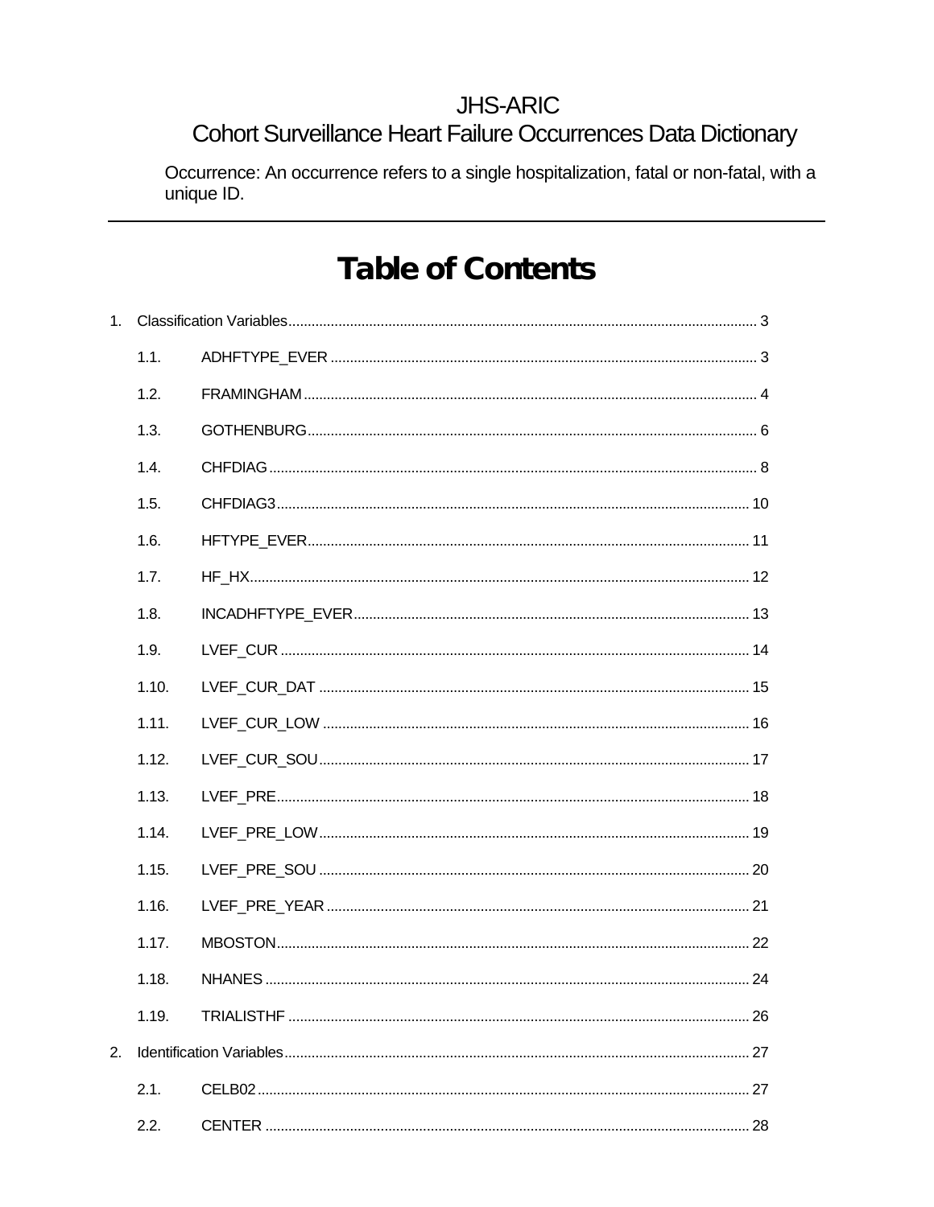# JHS-ARIC
# Cohort Surveillance Heart Failure Occurrences Data Dictionary

Occurrence: An occurrence refers to a single hospitalization, fatal or non-fatal, with a unique ID.

---

## Table of Contents

1. Classification Variables ........................................ 3
   - 1.1. ADHFTYPE_EVER ........................................ 3
   - 1.2. FRAMINGHAM ........................................ 4
   - 1.3. GOTHENBURG ........................................ 6
   - 1.4. CHFDIAG ........................................ 8
   - 1.5. CHFDIAG3 ........................................ 10
   - 1.6. HFTYPE_EVER ........................................ 11
   - 1.7. HF_HX ........................................ 12
   - 1.8. INCADHFTYPE_EVER ........................................ 13
   - 1.9. LVEF_CUR ........................................ 14
   - 1.10. LVEF_CUR_DAT ........................................ 15
   - 1.11. LVEF_CUR_LOW ........................................ 16
   - 1.12. LVEF_CUR_SOU ........................................ 17
   - 1.13. LVEF_PRE ........................................ 18
   - 1.14. LVEF_PRE_LOW ........................................ 19
   - 1.15. LVEF_PRE_SOU ........................................ 20
   - 1.16. LVEF_PRE_YEAR ........................................ 21
   - 1.17. MBOSTON ........................................ 22
   - 1.18. NHANES ........................................ 24
   - 1.19. TRIALISTHF ........................................ 26
2. Identification Variables ........................................ 27
   - 2.1. CELB02 ........................................ 27
   - 2.2. CENTER ........................................ 28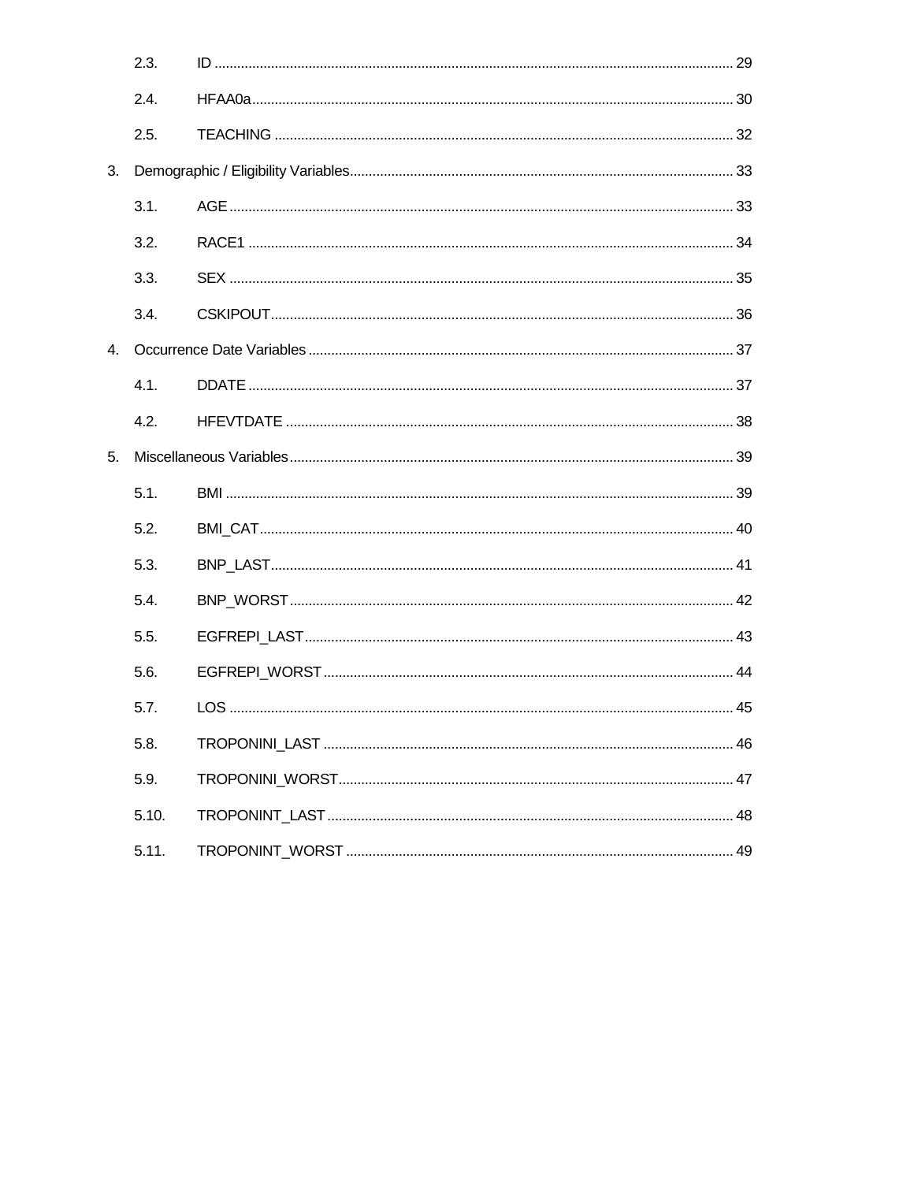- 2.3. ID ........ 29
- 2.4. HFAA0a ........ 30
- 2.5. TEACHING ........ 32

3. Demographic / Eligibility Variables ........ 33
   - 3.1. AGE ........ 33
   - 3.2. RACE1 ........ 34
   - 3.3. SEX ........ 35
   - 3.4. CSKIPOUT ........ 36
4. Occurrence Date Variables ........ 37
   - 4.1. DDATE ........ 37
   - 4.2. HFEVTDATE ........ 38
5. Miscellaneous Variables ........ 39
   - 5.1. BMI ........ 39
   - 5.2. BMI_CAT ........ 40
   - 5.3. BNP_LAST ........ 41
   - 5.4. BNP_WORST ........ 42
   - 5.5. EGFREPI_LAST ........ 43
   - 5.6. EGFREPI_WORST ........ 44
   - 5.7. LOS ........ 45
   - 5.8. TROPONINI_LAST ........ 46
   - 5.9. TROPONINI_WORST ........ 47
   - 5.10. TROPONINT_LAST ........ 48
   - 5.11. TROPONINT_WORST ........ 49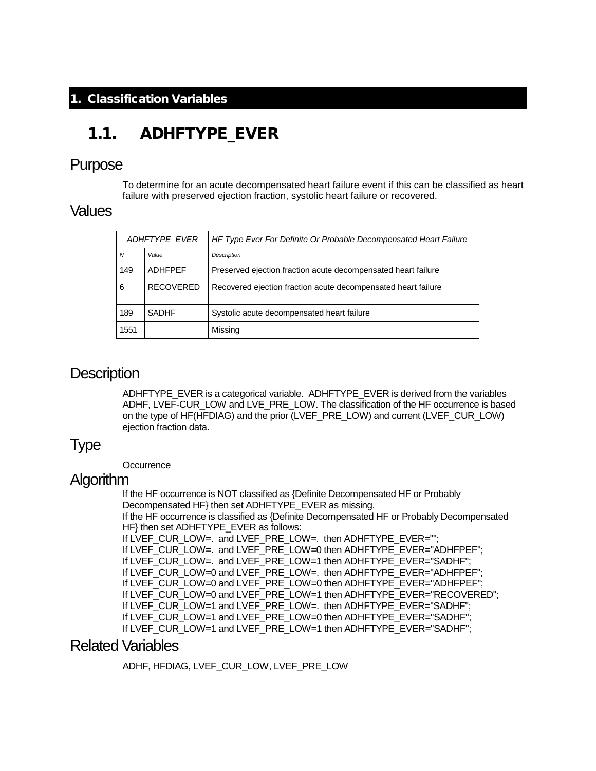# 1. Classification Variables

## 1.1. ADHFTYPE_EVER

### Purpose

To determine for an acute decompensated heart failure event if this can be classified as heart failure with preserved ejection fraction, systolic heart failure or recovered.

### Values

| *ADHFTYPE_EVER* | | *HF Type Ever For Definite Or Probable Decompensated Heart Failure* |
|---|---|---|
| *N* | *Value* | *Description* |
| 149 | ADHFPEF | Preserved ejection fraction acute decompensated heart failure |
| 6 | RECOVERED | Recovered ejection fraction acute decompensated heart failure |
| 189 | SADHF | Systolic acute decompensated heart failure |
| 1551 | | Missing |

### Description

ADHFTYPE_EVER is a categorical variable. ADHFTYPE_EVER is derived from the variables ADHF, LVEF-CUR_LOW and LVE_PRE_LOW. The classification of the HF occurrence is based on the type of HF(HFDIAG) and the prior (LVEF_PRE_LOW) and current (LVEF_CUR_LOW) ejection fraction data.

### Type

Occurrence

### Algorithm

If the HF occurrence is NOT classified as {Definite Decompensated HF or Probably Decompensated HF} then set ADHFTYPE_EVER as missing.
If the HF occurrence is classified as {Definite Decompensated HF or Probably Decompensated HF} then set ADHFTYPE_EVER as follows:
If LVEF_CUR_LOW=. and LVEF_PRE_LOW=. then ADHFTYPE_EVER="";
If LVEF_CUR_LOW=. and LVEF_PRE_LOW=0 then ADHFTYPE_EVER="ADHFPEF";
If LVEF_CUR_LOW=. and LVEF_PRE_LOW=1 then ADHFTYPE_EVER="SADHF";
If LVEF_CUR_LOW=0 and LVEF_PRE_LOW=. then ADHFTYPE_EVER="ADHFPEF";
If LVEF_CUR_LOW=0 and LVEF_PRE_LOW=0 then ADHFTYPE_EVER="ADHFPEF";
If LVEF_CUR_LOW=0 and LVEF_PRE_LOW=1 then ADHFTYPE_EVER="RECOVERED";
If LVEF_CUR_LOW=1 and LVEF_PRE_LOW=. then ADHFTYPE_EVER="SADHF";
If LVEF_CUR_LOW=1 and LVEF_PRE_LOW=0 then ADHFTYPE_EVER="SADHF";
If LVEF_CUR_LOW=1 and LVEF_PRE_LOW=1 then ADHFTYPE_EVER="SADHF";

### Related Variables

ADHF, HFDIAG, LVEF_CUR_LOW, LVEF_PRE_LOW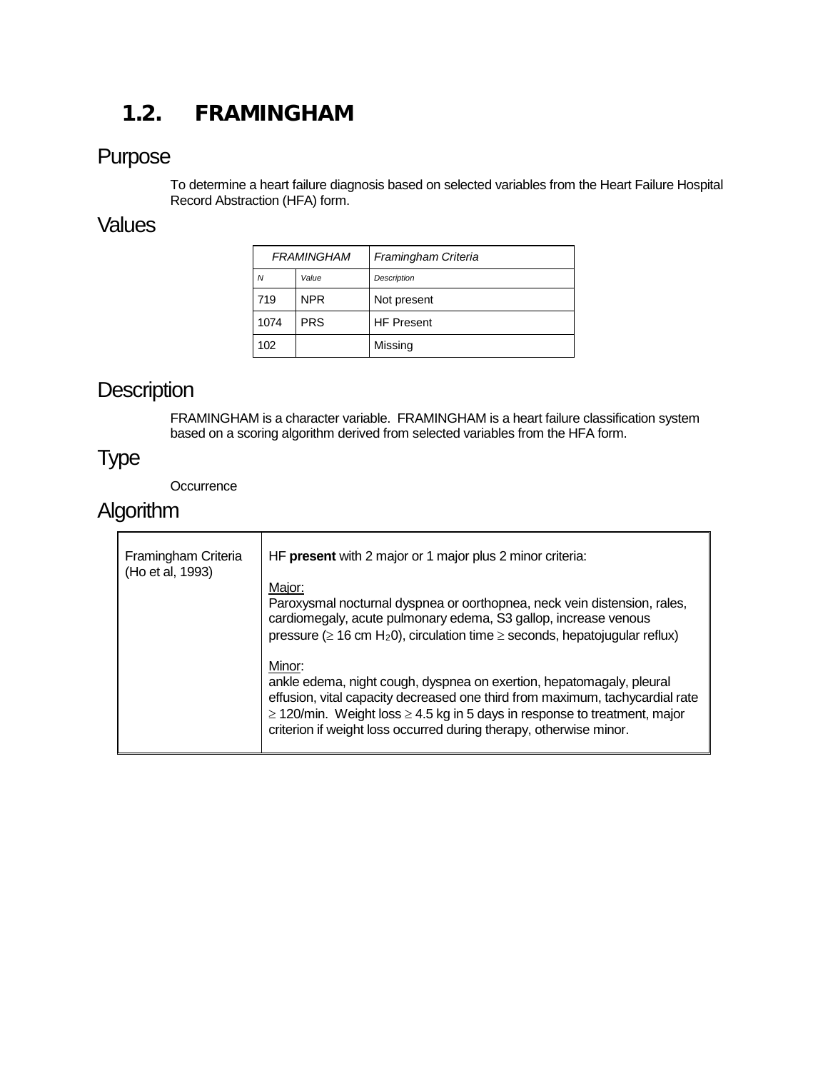## 1.2. FRAMINGHAM

### Purpose

To determine a heart failure diagnosis based on selected variables from the Heart Failure Hospital Record Abstraction (HFA) form.

### Values

| *FRAMINGHAM* | | *Framingham Criteria* |
|---|---|---|
| *N* | *Value* | *Description* |
| 719 | NPR | Not present |
| 1074 | PRS | HF Present |
| 102 | | Missing |

### Description

FRAMINGHAM is a character variable. FRAMINGHAM is a heart failure classification system based on a scoring algorithm derived from selected variables from the HFA form.

### Type

Occurrence

### Algorithm

| | |
|---|---|
| Framingham Criteria (Ho et al, 1993) | HF **present** with 2 major or 1 major plus 2 minor criteria:<br><br><u>Major:</u><br>Paroxysmal nocturnal dyspnea or oorthopnea, neck vein distension, rales, cardiomegaly, acute pulmonary edema, S3 gallop, increase venous pressure ($\geq$ 16 cm $H_20$), circulation time $\geq$ seconds, hepatojugular reflux)<br><br><u>Minor</u>:<br>ankle edema, night cough, dyspnea on exertion, hepatomagaly, pleural effusion, vital capacity decreased one third from maximum, tachycardial rate $\geq$ 120/min. Weight loss $\geq$ 4.5 kg in 5 days in response to treatment, major criterion if weight loss occurred during therapy, otherwise minor. |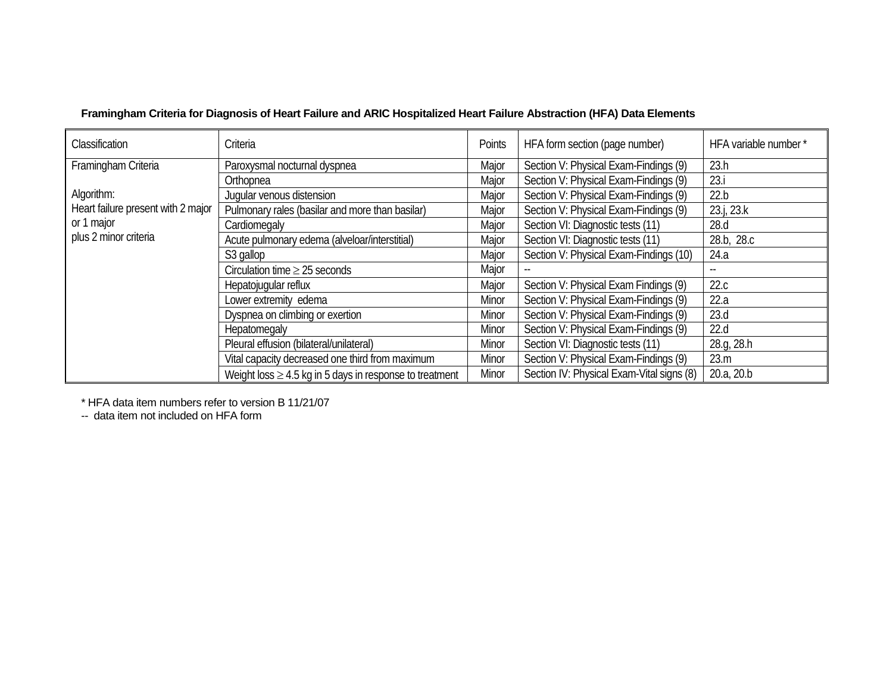**Framingham Criteria for Diagnosis of Heart Failure and ARIC Hospitalized Heart Failure Abstraction (HFA) Data Elements**

| Classification | Criteria | Points | HFA form section (page number) | HFA variable number * |
|---|---|---|---|---|
| Framingham Criteria<br><br>Algorithm:<br>Heart failure present with 2 major or 1 major plus 2 minor criteria | Paroxysmal nocturnal dyspnea | Major | Section V: Physical Exam-Findings (9) | 23.h |
| | Orthopnea | Major | Section V: Physical Exam-Findings (9) | 23.i |
| | Jugular venous distension | Major | Section V: Physical Exam-Findings (9) | 22.b |
| | Pulmonary rales (basilar and more than basilar) | Major | Section V: Physical Exam-Findings (9) | 23.j, 23.k |
| | Cardiomegaly | Major | Section VI: Diagnostic tests (11) | 28.d |
| | Acute pulmonary edema (alveloar/interstitial) | Major | Section VI: Diagnostic tests (11) | 28.b, 28.c |
| | S3 gallop | Major | Section V: Physical Exam-Findings (10) | 24.a |
| | Circulation time $\geq$ 25 seconds | Major | -- | -- |
| | Hepatojugular reflux | Major | Section V: Physical Exam Findings (9) | 22.c |
| | Lower extremity edema | Minor | Section V: Physical Exam-Findings (9) | 22.a |
| | Dyspnea on climbing or exertion | Minor | Section V: Physical Exam-Findings (9) | 23.d |
| | Hepatomegaly | Minor | Section V: Physical Exam-Findings (9) | 22.d |
| | Pleural effusion (bilateral/unilateral) | Minor | Section VI: Diagnostic tests (11) | 28.g, 28.h |
| | Vital capacity decreased one third from maximum | Minor | Section V: Physical Exam-Findings (9) | 23.m |
| | Weight loss $\geq$ 4.5 kg in 5 days in response to treatment | Minor | Section IV: Physical Exam-Vital signs (8) | 20.a, 20.b |

* HFA data item numbers refer to version B 11/21/07

-- data item not included on HFA form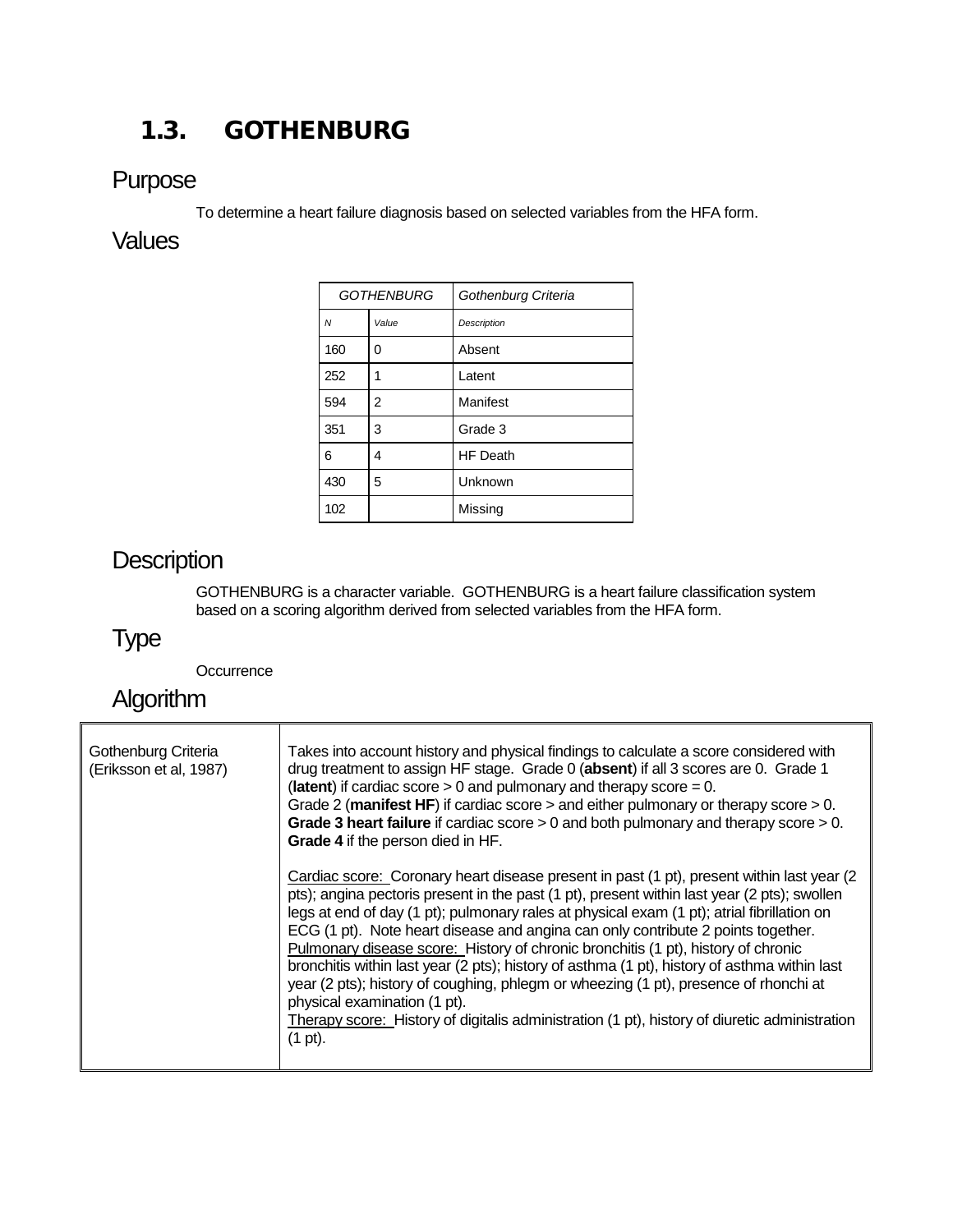## 1.3. GOTHENBURG

### Purpose

To determine a heart failure diagnosis based on selected variables from the HFA form.

### Values

| *GOTHENBURG* | | *Gothenburg Criteria* |
|---|---|---|
| *N* | *Value* | *Description* |
| 160 | 0 | Absent |
| 252 | 1 | Latent |
| 594 | 2 | Manifest |
| 351 | 3 | Grade 3 |
| 6 | 4 | HF Death |
| 430 | 5 | Unknown |
| 102 | | Missing |

### Description

GOTHENBURG is a character variable. GOTHENBURG is a heart failure classification system based on a scoring algorithm derived from selected variables from the HFA form.

### Type

Occurrence

### Algorithm

| | |
|---|---|
| Gothenburg Criteria (Eriksson et al, 1987) | Takes into account history and physical findings to calculate a score considered with drug treatment to assign HF stage. Grade 0 (**absent**) if all 3 scores are 0. Grade 1 (**latent**) if cardiac score > 0 and pulmonary and therapy score = 0.<br>Grade 2 (**manifest HF**) if cardiac score > and either pulmonary or therapy score > 0.<br>**Grade 3 heart failure** if cardiac score > 0 and both pulmonary and therapy score > 0.<br>**Grade 4** if the person died in HF.<br><br>Cardiac score: Coronary heart disease present in past (1 pt), present within last year (2 pts); angina pectoris present in the past (1 pt), present within last year (2 pts); swollen legs at end of day (1 pt); pulmonary rales at physical exam (1 pt); atrial fibrillation on ECG (1 pt). Note heart disease and angina can only contribute 2 points together.<br>Pulmonary disease score: History of chronic bronchitis (1 pt), history of chronic bronchitis within last year (2 pts); history of asthma (1 pt), history of asthma within last year (2 pts); history of coughing, phlegm or wheezing (1 pt), presence of rhonchi at physical examination (1 pt).<br>Therapy score: History of digitalis administration (1 pt), history of diuretic administration (1 pt). |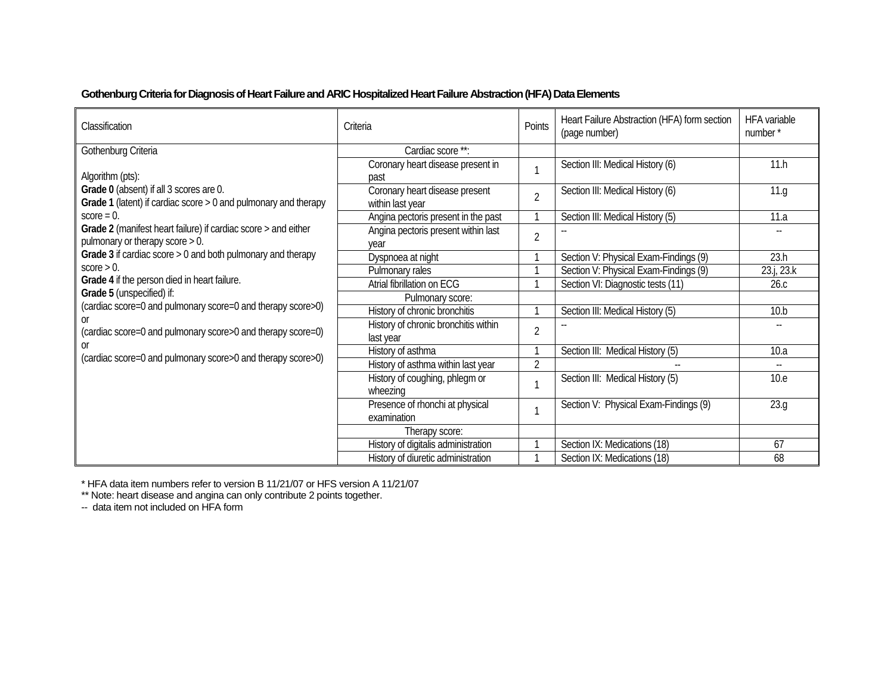## Gothenburg Criteria for Diagnosis of Heart Failure and ARIC Hospitalized Heart Failure Abstraction (HFA) Data Elements

| Classification | Criteria | Points | Heart Failure Abstraction (HFA) form section (page number) | HFA variable number * |
|---|---|---|---|---|
| Gothenburg Criteria<br><br>Algorithm (pts):<br>**Grade 0** (absent) if all 3 scores are 0.<br>**Grade 1** (latent) if cardiac score > 0 and pulmonary and therapy score = 0.<br>**Grade 2** (manifest heart failure) if cardiac score > and either pulmonary or therapy score > 0.<br>**Grade 3** if cardiac score > 0 and both pulmonary and therapy score > 0.<br>**Grade 4** if the person died in heart failure.<br>**Grade 5** (unspecified) if:<br>(cardiac score=0 and pulmonary score=0 and therapy score>0)<br>or<br>(cardiac score=0 and pulmonary score>0 and therapy score=0)<br>or<br>(cardiac score=0 and pulmonary score>0 and therapy score>0) | Cardiac score **: | | | |
| | Coronary heart disease present in past | 1 | Section III: Medical History (6) | 11.h |
| | Coronary heart disease present within last year | 2 | Section III: Medical History (6) | 11.g |
| | Angina pectoris present in the past | 1 | Section III: Medical History (5) | 11.a |
| | Angina pectoris present within last year | 2 | -- | -- |
| | Dyspnoea at night | 1 | Section V: Physical Exam-Findings (9) | 23.h |
| | Pulmonary rales | 1 | Section V: Physical Exam-Findings (9) | 23.j, 23.k |
| | Atrial fibrillation on ECG | 1 | Section VI: Diagnostic tests (11) | 26.c |
| | Pulmonary score: | | | |
| | History of chronic bronchitis | 1 | Section III: Medical History (5) | 10.b |
| | History of chronic bronchitis within last year | 2 | -- | -- |
| | History of asthma | 1 | Section III: Medical History (5) | 10.a |
| | History of asthma within last year | 2 | -- | -- |
| | History of coughing, phlegm or wheezing | 1 | Section III: Medical History (5) | 10.e |
| | Presence of rhonchi at physical examination | 1 | Section V: Physical Exam-Findings (9) | 23.g |
| | Therapy score: | | | |
| | History of digitalis administration | 1 | Section IX: Medications (18) | 67 |
| | History of diuretic administration | 1 | Section IX: Medications (18) | 68 |

* HFA data item numbers refer to version B 11/21/07 or HFS version A 11/21/07

** Note: heart disease and angina can only contribute 2 points together.

-- data item not included on HFA form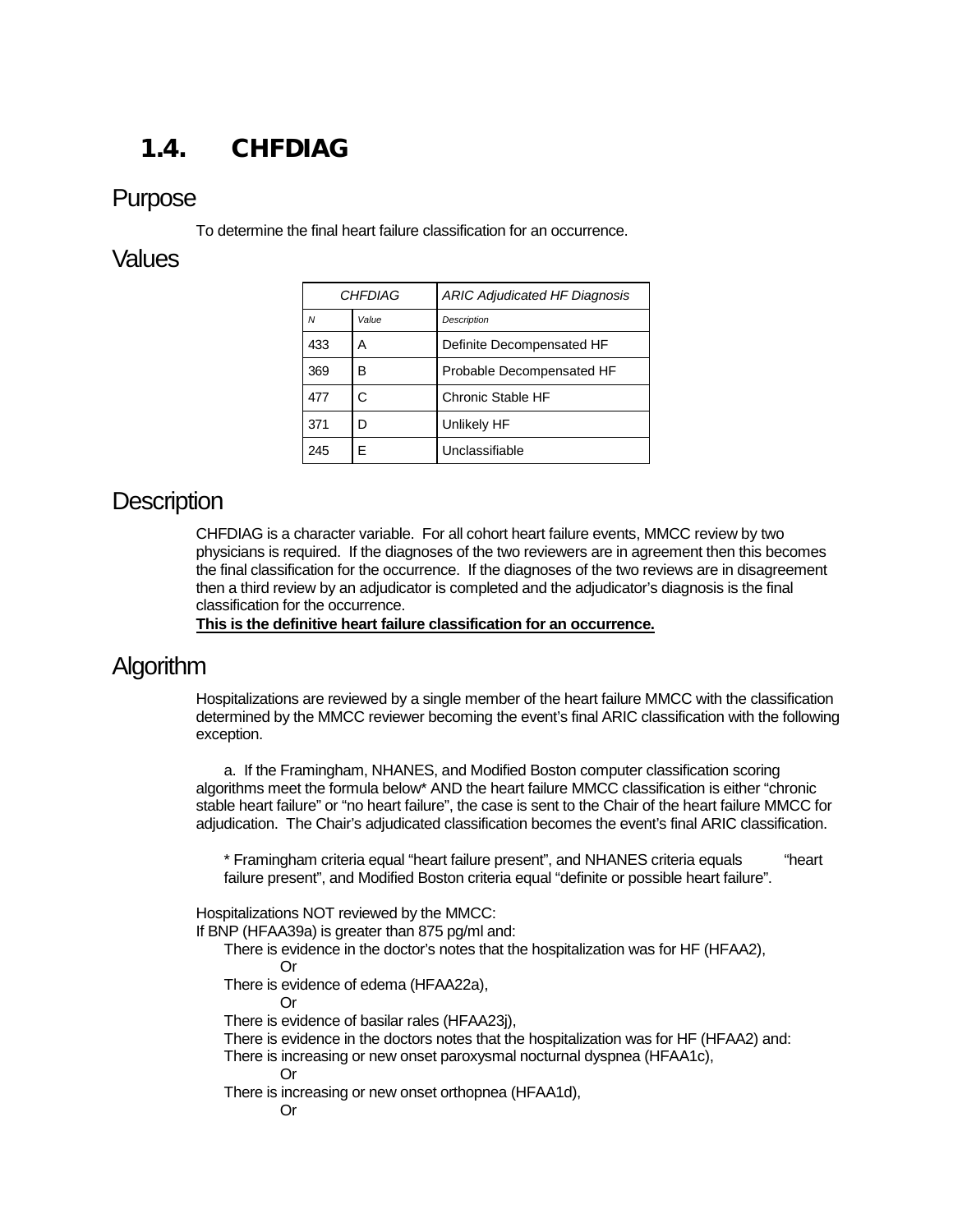## 1.4. CHFDIAG

### Purpose

To determine the final heart failure classification for an occurrence.

### Values

| *CHFDIAG* | | *ARIC Adjudicated HF Diagnosis* |
|---|---|---|
| *N* | *Value* | *Description* |
| 433 | A | Definite Decompensated HF |
| 369 | B | Probable Decompensated HF |
| 477 | C | Chronic Stable HF |
| 371 | D | Unlikely HF |
| 245 | E | Unclassifiable |

### Description

CHFDIAG is a character variable. For all cohort heart failure events, MMCC review by two physicians is required. If the diagnoses of the two reviewers are in agreement then this becomes the final classification for the occurrence. If the diagnoses of the two reviews are in disagreement then a third review by an adjudicator is completed and the adjudicator's diagnosis is the final classification for the occurrence.

**This is the definitive heart failure classification for an occurrence.**

### Algorithm

Hospitalizations are reviewed by a single member of the heart failure MMCC with the classification determined by the MMCC reviewer becoming the event's final ARIC classification with the following exception.

a. If the Framingham, NHANES, and Modified Boston computer classification scoring algorithms meet the formula below* AND the heart failure MMCC classification is either "chronic stable heart failure" or "no heart failure", the case is sent to the Chair of the heart failure MMCC for adjudication. The Chair's adjudicated classification becomes the event's final ARIC classification.

* Framingham criteria equal "heart failure present", and NHANES criteria equals "heart failure present", and Modified Boston criteria equal "definite or possible heart failure".

Hospitalizations NOT reviewed by the MMCC:
If BNP (HFAA39a) is greater than 875 pg/ml and:

There is evidence in the doctor's notes that the hospitalization was for HF (HFAA2),
Or
There is evidence of edema (HFAA22a),
Or
There is evidence of basilar rales (HFAA23j),
There is evidence in the doctors notes that the hospitalization was for HF (HFAA2) and:
There is increasing or new onset paroxysmal nocturnal dyspnea (HFAA1c),
Or
There is increasing or new onset orthopnea (HFAA1d),
Or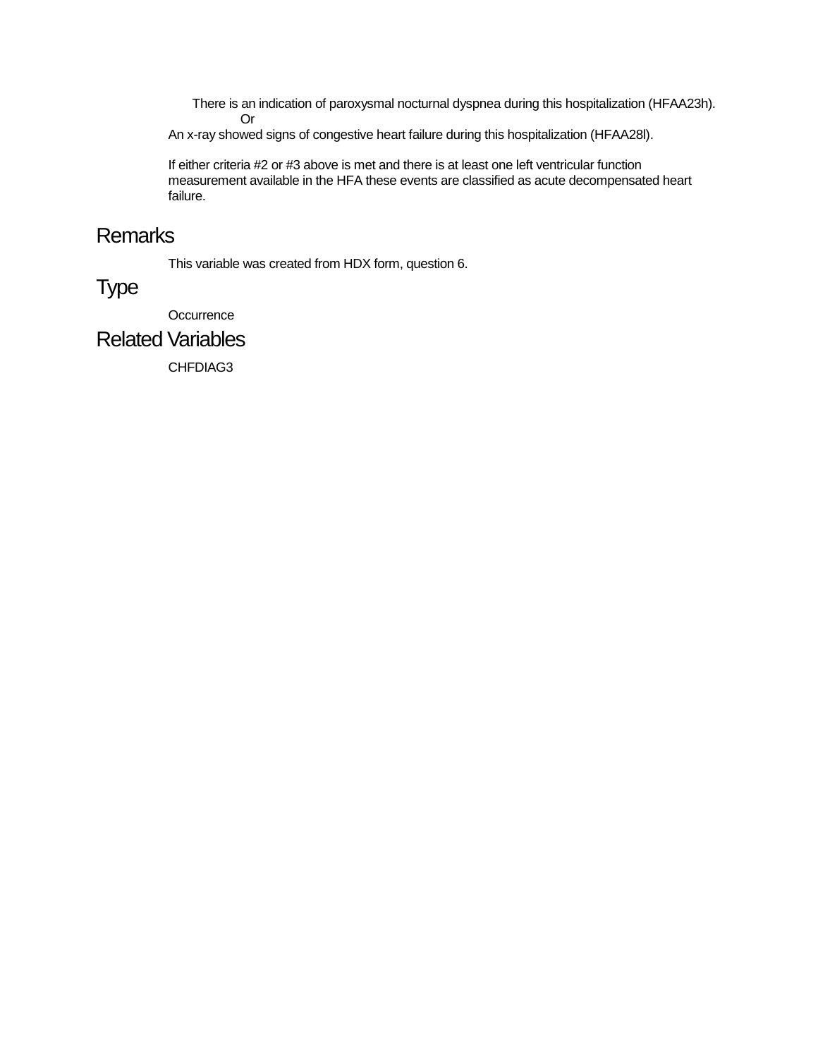There is an indication of paroxysmal nocturnal dyspnea during this hospitalization (HFAA23h).

Or

An x-ray showed signs of congestive heart failure during this hospitalization (HFAA28l).

If either criteria #2 or #3 above is met and there is at least one left ventricular function measurement available in the HFA these events are classified as acute decompensated heart failure.

## Remarks

This variable was created from HDX form, question 6.

## Type

Occurrence

## Related Variables

CHFDIAG3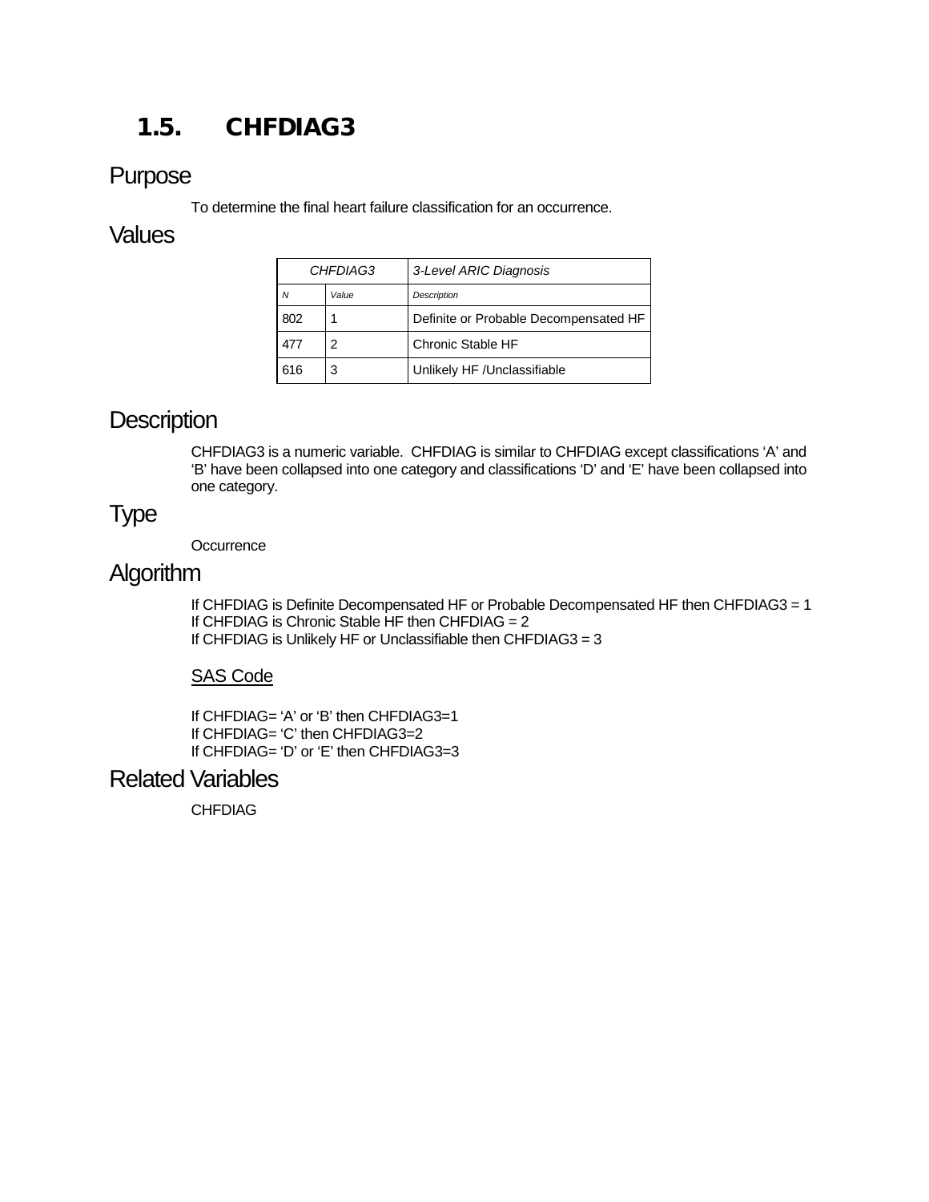## 1.5. CHFDIAG3

### Purpose

To determine the final heart failure classification for an occurrence.

### Values

| *CHFDIAG3* | | *3-Level ARIC Diagnosis* |
|---|---|---|
| *N* | *Value* | *Description* |
| 802 | 1 | Definite or Probable Decompensated HF |
| 477 | 2 | Chronic Stable HF |
| 616 | 3 | Unlikely HF /Unclassifiable |

### Description

CHFDIAG3 is a numeric variable. CHFDIAG is similar to CHFDIAG except classifications 'A' and 'B' have been collapsed into one category and classifications 'D' and 'E' have been collapsed into one category.

### Type

Occurrence

### Algorithm

If CHFDIAG is Definite Decompensated HF or Probable Decompensated HF then CHFDIAG3 = 1
If CHFDIAG is Chronic Stable HF then CHFDIAG = 2
If CHFDIAG is Unlikely HF or Unclassifiable then CHFDIAG3 = 3

<u>SAS Code</u>

```
If CHFDIAG= 'A' or 'B' then CHFDIAG3=1
If CHFDIAG= 'C' then CHFDIAG3=2
If CHFDIAG= 'D' or 'E' then CHFDIAG3=3
```

### Related Variables

CHFDIAG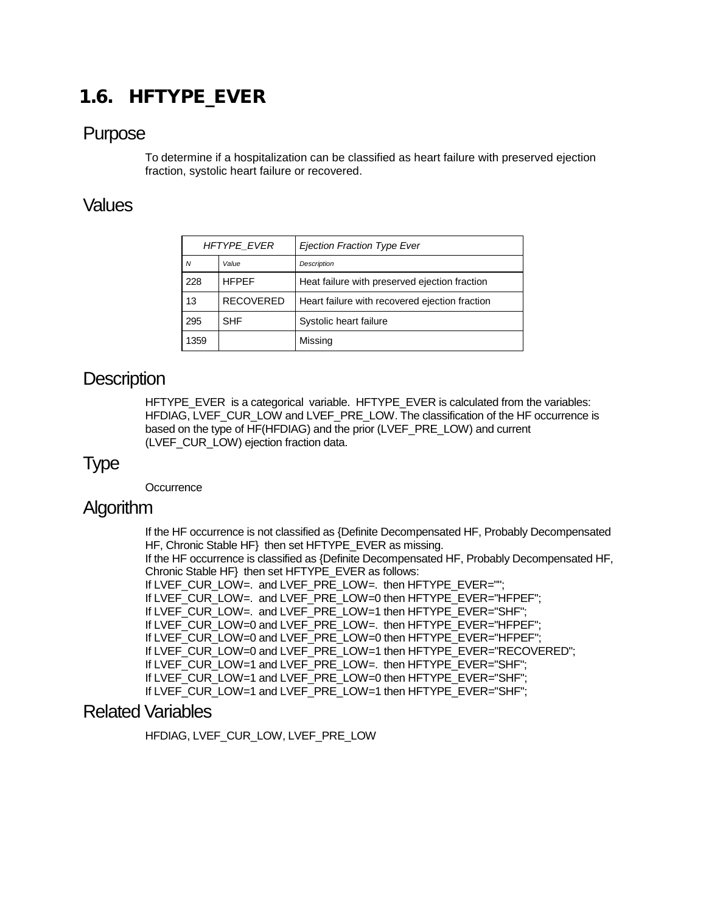## 1.6. HFTYPE_EVER

### Purpose

To determine if a hospitalization can be classified as heart failure with preserved ejection fraction, systolic heart failure or recovered.

### Values

| *HFTYPE_EVER* | | *Ejection Fraction Type Ever* |
|---|---|---|
| *N* | *Value* | *Description* |
| 228 | HFPEF | Heat failure with preserved ejection fraction |
| 13 | RECOVERED | Heart failure with recovered ejection fraction |
| 295 | SHF | Systolic heart failure |
| 1359 | | Missing |

### Description

HFTYPE_EVER is a categorical variable. HFTYPE_EVER is calculated from the variables: HFDIAG, LVEF_CUR_LOW and LVEF_PRE_LOW. The classification of the HF occurrence is based on the type of HF(HFDIAG) and the prior (LVEF_PRE_LOW) and current (LVEF_CUR_LOW) ejection fraction data.

### Type

Occurrence

### Algorithm

If the HF occurrence is not classified as {Definite Decompensated HF, Probably Decompensated HF, Chronic Stable HF} then set HFTYPE_EVER as missing.
If the HF occurrence is classified as {Definite Decompensated HF, Probably Decompensated HF, Chronic Stable HF} then set HFTYPE_EVER as follows:

```
If LVEF_CUR_LOW=. and LVEF_PRE_LOW=. then HFTYPE_EVER="";
If LVEF_CUR_LOW=. and LVEF_PRE_LOW=0 then HFTYPE_EVER="HFPEF";
If LVEF_CUR_LOW=. and LVEF_PRE_LOW=1 then HFTYPE_EVER="SHF";
If LVEF_CUR_LOW=0 and LVEF_PRE_LOW=. then HFTYPE_EVER="HFPEF";
If LVEF_CUR_LOW=0 and LVEF_PRE_LOW=0 then HFTYPE_EVER="HFPEF";
If LVEF_CUR_LOW=0 and LVEF_PRE_LOW=1 then HFTYPE_EVER="RECOVERED";
If LVEF_CUR_LOW=1 and LVEF_PRE_LOW=. then HFTYPE_EVER="SHF";
If LVEF_CUR_LOW=1 and LVEF_PRE_LOW=0 then HFTYPE_EVER="SHF";
If LVEF_CUR_LOW=1 and LVEF_PRE_LOW=1 then HFTYPE_EVER="SHF";
```

### Related Variables

HFDIAG, LVEF_CUR_LOW, LVEF_PRE_LOW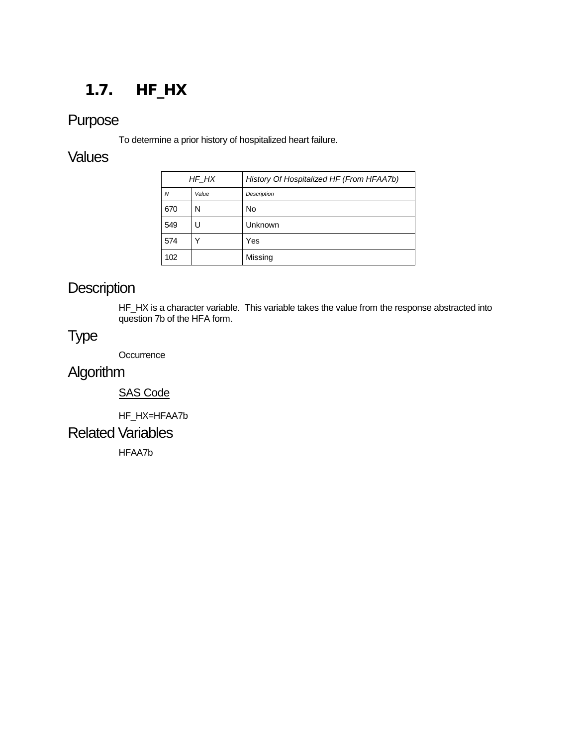## 1.7. HF_HX

### Purpose

To determine a prior history of hospitalized heart failure.

### Values

| HF_HX | | History Of Hospitalized HF (From HFAA7b) |
|---|---|---|
| *N* | *Value* | *Description* |
| 670 | N | No |
| 549 | U | Unknown |
| 574 | Y | Yes |
| 102 | | Missing |

### Description

HF_HX is a character variable. This variable takes the value from the response abstracted into question 7b of the HFA form.

### Type

Occurrence

### Algorithm

SAS Code

```
HF_HX=HFAA7b
```

### Related Variables

HFAA7b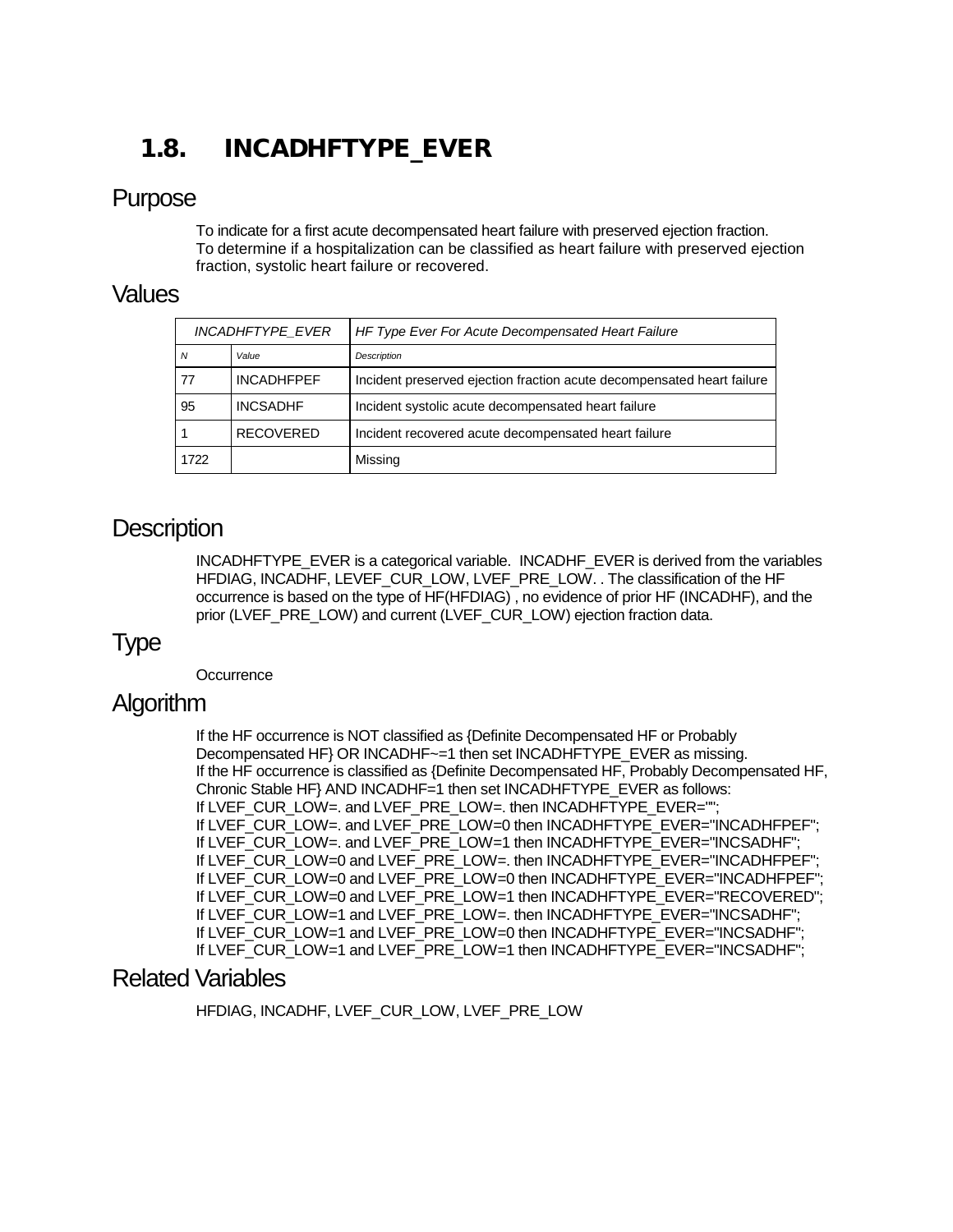## 1.8. INCADHFTYPE_EVER

### Purpose

To indicate for a first acute decompensated heart failure with preserved ejection fraction.
To determine if a hospitalization can be classified as heart failure with preserved ejection fraction, systolic heart failure or recovered.

### Values

| *INCADHFTYPE_EVER* | | *HF Type Ever For Acute Decompensated Heart Failure* |
|---|---|---|
| *N* | *Value* | *Description* |
| 77 | INCADHFPEF | Incident preserved ejection fraction acute decompensated heart failure |
| 95 | INCSADHF | Incident systolic acute decompensated heart failure |
| 1 | RECOVERED | Incident recovered acute decompensated heart failure |
| 1722 | | Missing |

### Description

INCADHFTYPE_EVER is a categorical variable. INCADHF_EVER is derived from the variables HFDIAG, INCADHF, LEVEF_CUR_LOW, LVEF_PRE_LOW. . The classification of the HF occurrence is based on the type of HF(HFDIAG) , no evidence of prior HF (INCADHF), and the prior (LVEF_PRE_LOW) and current (LVEF_CUR_LOW) ejection fraction data.

### Type

Occurrence

### Algorithm

If the HF occurrence is NOT classified as {Definite Decompensated HF or Probably Decompensated HF} OR INCADHF~=1 then set INCADHFTYPE_EVER as missing.
If the HF occurrence is classified as {Definite Decompensated HF, Probably Decompensated HF, Chronic Stable HF} AND INCADHF=1 then set INCADHFTYPE_EVER as follows:
If LVEF_CUR_LOW=. and LVEF_PRE_LOW=. then INCADHFTYPE_EVER="";
If LVEF_CUR_LOW=. and LVEF_PRE_LOW=0 then INCADHFTYPE_EVER="INCADHFPEF";
If LVEF_CUR_LOW=. and LVEF_PRE_LOW=1 then INCADHFTYPE_EVER="INCSADHF";
If LVEF_CUR_LOW=0 and LVEF_PRE_LOW=. then INCADHFTYPE_EVER="INCADHFPEF";
If LVEF_CUR_LOW=0 and LVEF_PRE_LOW=0 then INCADHFTYPE_EVER="INCADHFPEF";
If LVEF_CUR_LOW=0 and LVEF_PRE_LOW=1 then INCADHFTYPE_EVER="RECOVERED";
If LVEF_CUR_LOW=1 and LVEF_PRE_LOW=. then INCADHFTYPE_EVER="INCSADHF";
If LVEF_CUR_LOW=1 and LVEF_PRE_LOW=0 then INCADHFTYPE_EVER="INCSADHF";
If LVEF_CUR_LOW=1 and LVEF_PRE_LOW=1 then INCADHFTYPE_EVER="INCSADHF";

### Related Variables

HFDIAG, INCADHF, LVEF_CUR_LOW, LVEF_PRE_LOW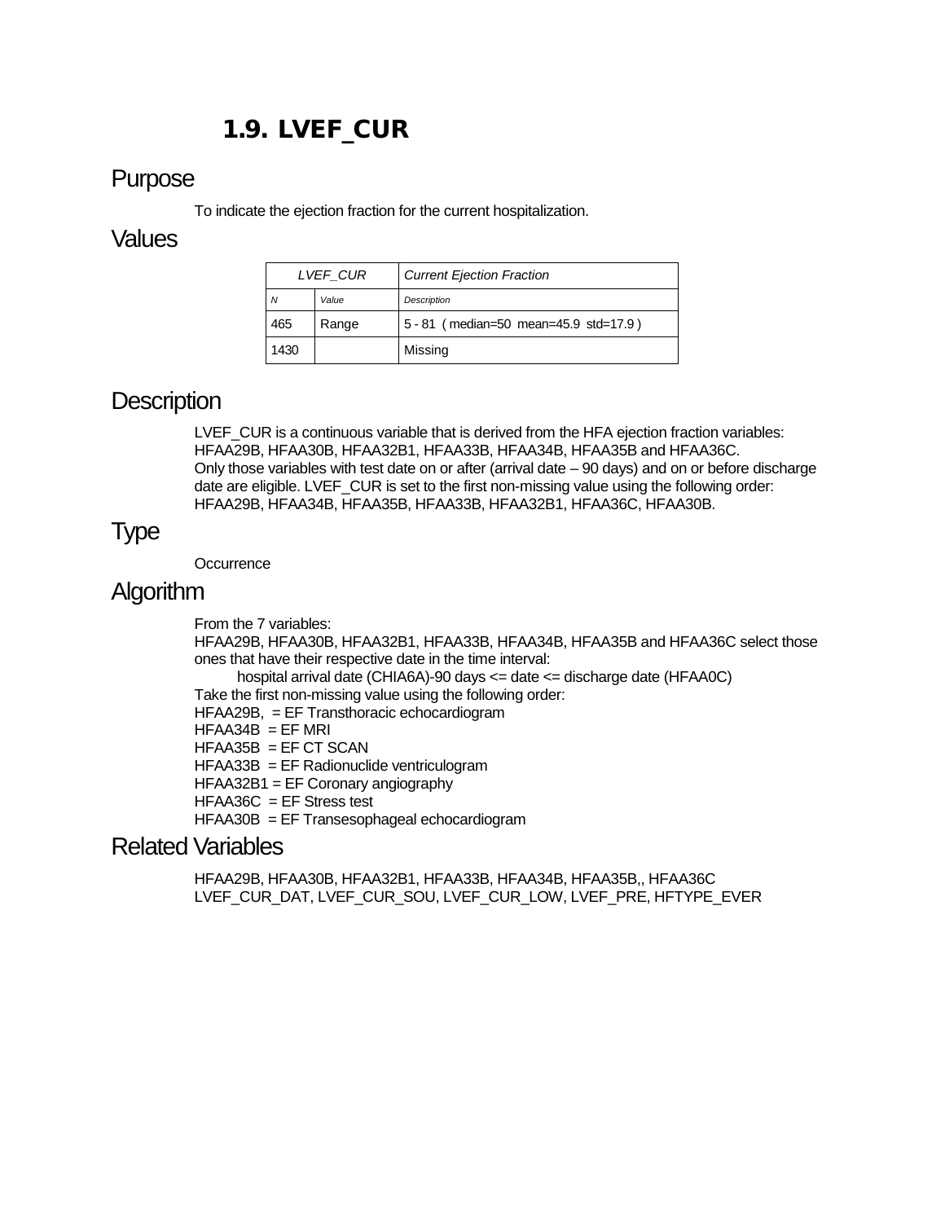## 1.9. LVEF_CUR

### Purpose

To indicate the ejection fraction for the current hospitalization.

### Values

| LVEF_CUR | | Current Ejection Fraction |
|---|---|---|
| *N* | *Value* | *Description* |
| 465 | Range | 5 - 81 ( median=50 mean=45.9 std=17.9 ) |
| 1430 | | Missing |

### Description

LVEF_CUR is a continuous variable that is derived from the HFA ejection fraction variables: HFAA29B, HFAA30B, HFAA32B1, HFAA33B, HFAA34B, HFAA35B and HFAA36C.
Only those variables with test date on or after (arrival date – 90 days) and on or before discharge date are eligible. LVEF_CUR is set to the first non-missing value using the following order: HFAA29B, HFAA34B, HFAA35B, HFAA33B, HFAA32B1, HFAA36C, HFAA30B.

### Type

Occurrence

### Algorithm

From the 7 variables:
HFAA29B, HFAA30B, HFAA32B1, HFAA33B, HFAA34B, HFAA35B and HFAA36C select those ones that have their respective date in the time interval:

hospital arrival date (CHIA6A)-90 days <= date <= discharge date (HFAA0C)

Take the first non-missing value using the following order:
HFAA29B, = EF Transthoracic echocardiogram
HFAA34B = EF MRI
HFAA35B = EF CT SCAN
HFAA33B = EF Radionuclide ventriculogram
HFAA32B1 = EF Coronary angiography
HFAA36C = EF Stress test
HFAA30B = EF Transesophageal echocardiogram

### Related Variables

HFAA29B, HFAA30B, HFAA32B1, HFAA33B, HFAA34B, HFAA35B,, HFAA36C
LVEF_CUR_DAT, LVEF_CUR_SOU, LVEF_CUR_LOW, LVEF_PRE, HFTYPE_EVER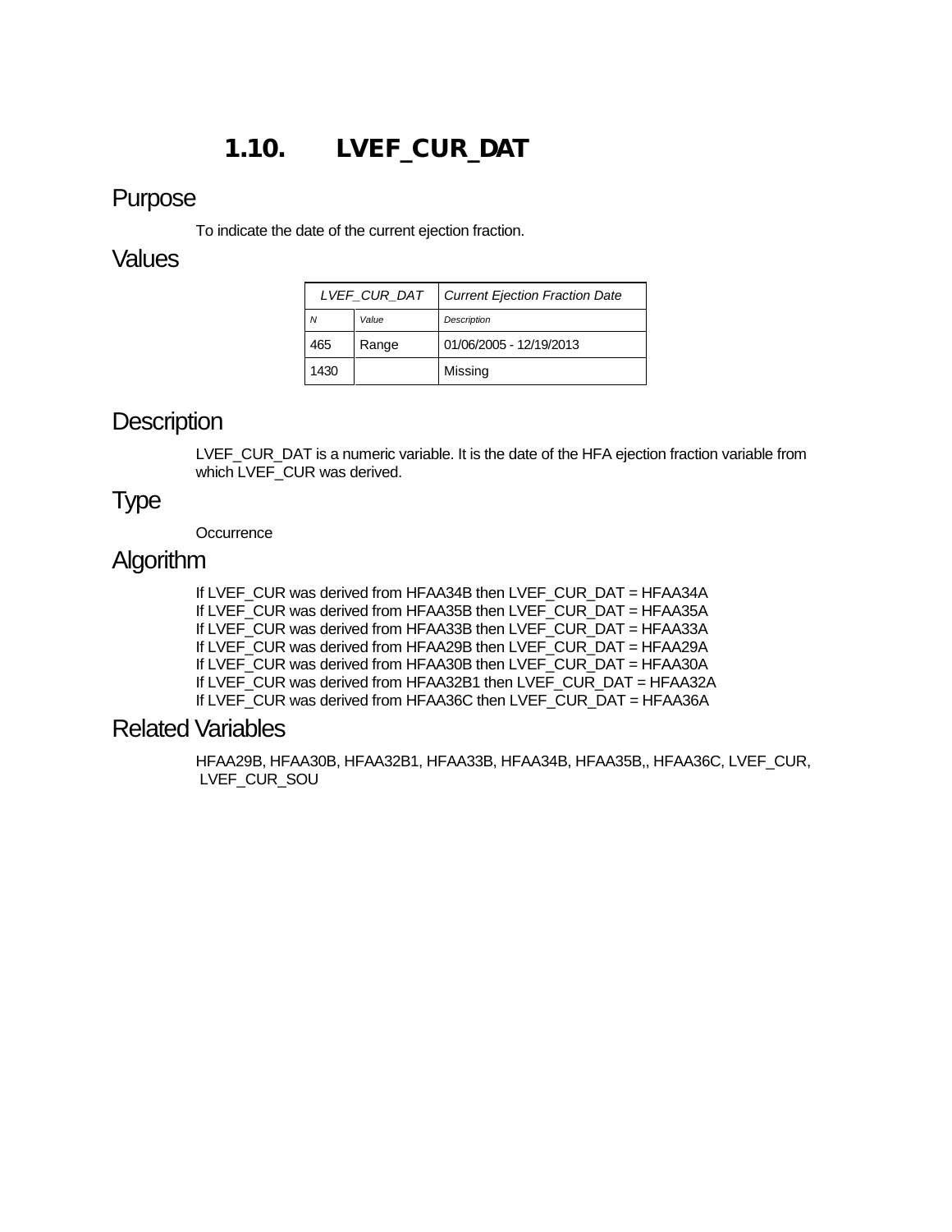# 1.10. LVEF_CUR_DAT

## Purpose

To indicate the date of the current ejection fraction.

## Values

| *LVEF_CUR_DAT* | | *Current Ejection Fraction Date* |
|---|---|---|
| *N* | *Value* | *Description* |
| 465 | Range | 01/06/2005 - 12/19/2013 |
| 1430 | | Missing |

## Description

LVEF_CUR_DAT is a numeric variable. It is the date of the HFA ejection fraction variable from which LVEF_CUR was derived.

## Type

Occurrence

## Algorithm

If LVEF_CUR was derived from HFAA34B then LVEF_CUR_DAT = HFAA34A
If LVEF_CUR was derived from HFAA35B then LVEF_CUR_DAT = HFAA35A
If LVEF_CUR was derived from HFAA33B then LVEF_CUR_DAT = HFAA33A
If LVEF_CUR was derived from HFAA29B then LVEF_CUR_DAT = HFAA29A
If LVEF_CUR was derived from HFAA30B then LVEF_CUR_DAT = HFAA30A
If LVEF_CUR was derived from HFAA32B1 then LVEF_CUR_DAT = HFAA32A
If LVEF_CUR was derived from HFAA36C then LVEF_CUR_DAT = HFAA36A

## Related Variables

HFAA29B, HFAA30B, HFAA32B1, HFAA33B, HFAA34B, HFAA35B,, HFAA36C, LVEF_CUR, LVEF_CUR_SOU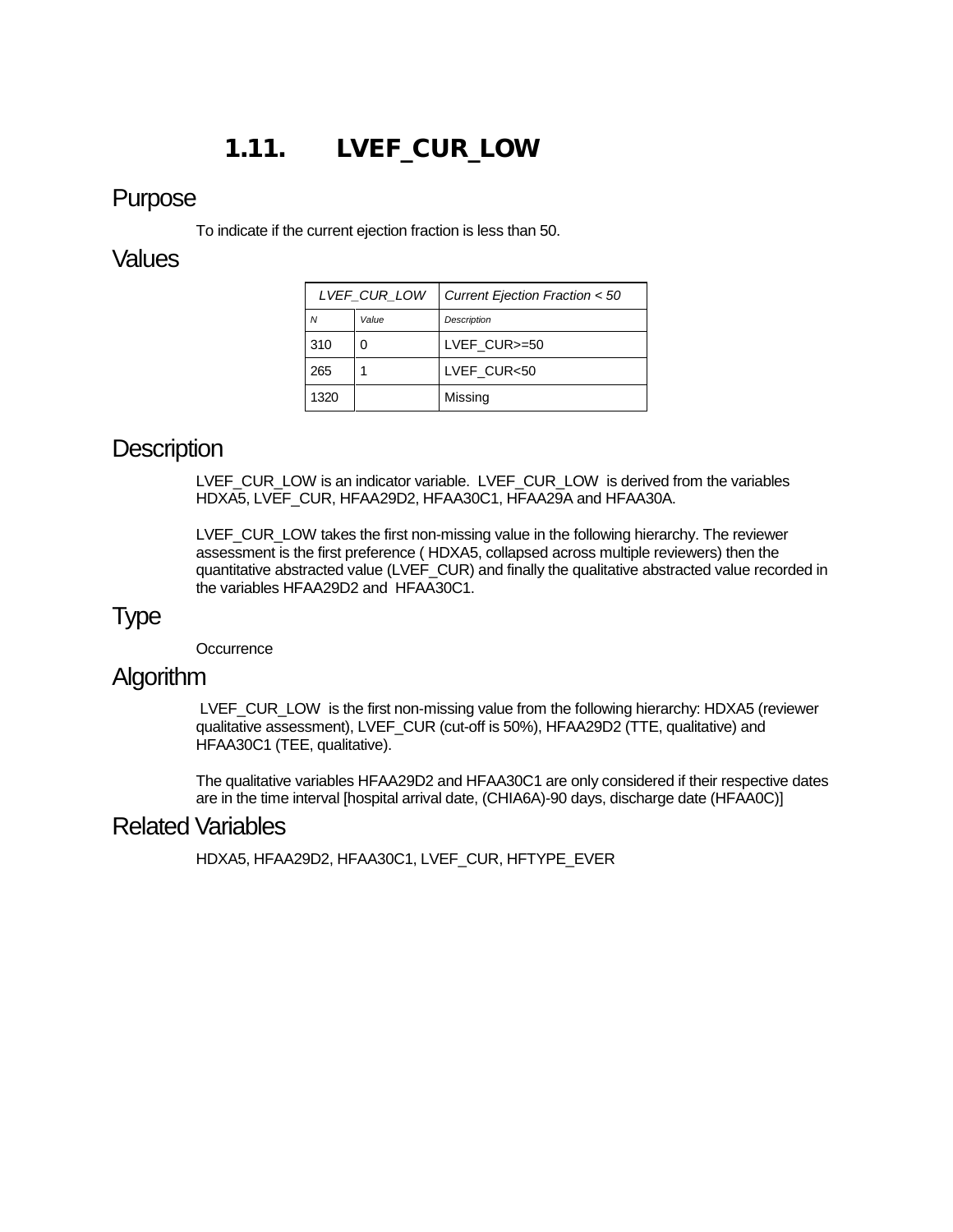# 1.11. LVEF_CUR_LOW

## Purpose

To indicate if the current ejection fraction is less than 50.

## Values

| *LVEF_CUR_LOW* | | *Current Ejection Fraction < 50* |
|---|---|---|
| *N* | *Value* | *Description* |
| 310 | 0 | LVEF_CUR>=50 |
| 265 | 1 | LVEF_CUR<50 |
| 1320 | | Missing |

## Description

LVEF_CUR_LOW is an indicator variable. LVEF_CUR_LOW is derived from the variables HDXA5, LVEF_CUR, HFAA29D2, HFAA30C1, HFAA29A and HFAA30A.

LVEF_CUR_LOW takes the first non-missing value in the following hierarchy. The reviewer assessment is the first preference ( HDXA5, collapsed across multiple reviewers) then the quantitative abstracted value (LVEF_CUR) and finally the qualitative abstracted value recorded in the variables HFAA29D2 and HFAA30C1.

## Type

Occurrence

## Algorithm

LVEF_CUR_LOW is the first non-missing value from the following hierarchy: HDXA5 (reviewer qualitative assessment), LVEF_CUR (cut-off is 50%), HFAA29D2 (TTE, qualitative) and HFAA30C1 (TEE, qualitative).

The qualitative variables HFAA29D2 and HFAA30C1 are only considered if their respective dates are in the time interval [hospital arrival date, (CHIA6A)-90 days, discharge date (HFAA0C)]

## Related Variables

HDXA5, HFAA29D2, HFAA30C1, LVEF_CUR, HFTYPE_EVER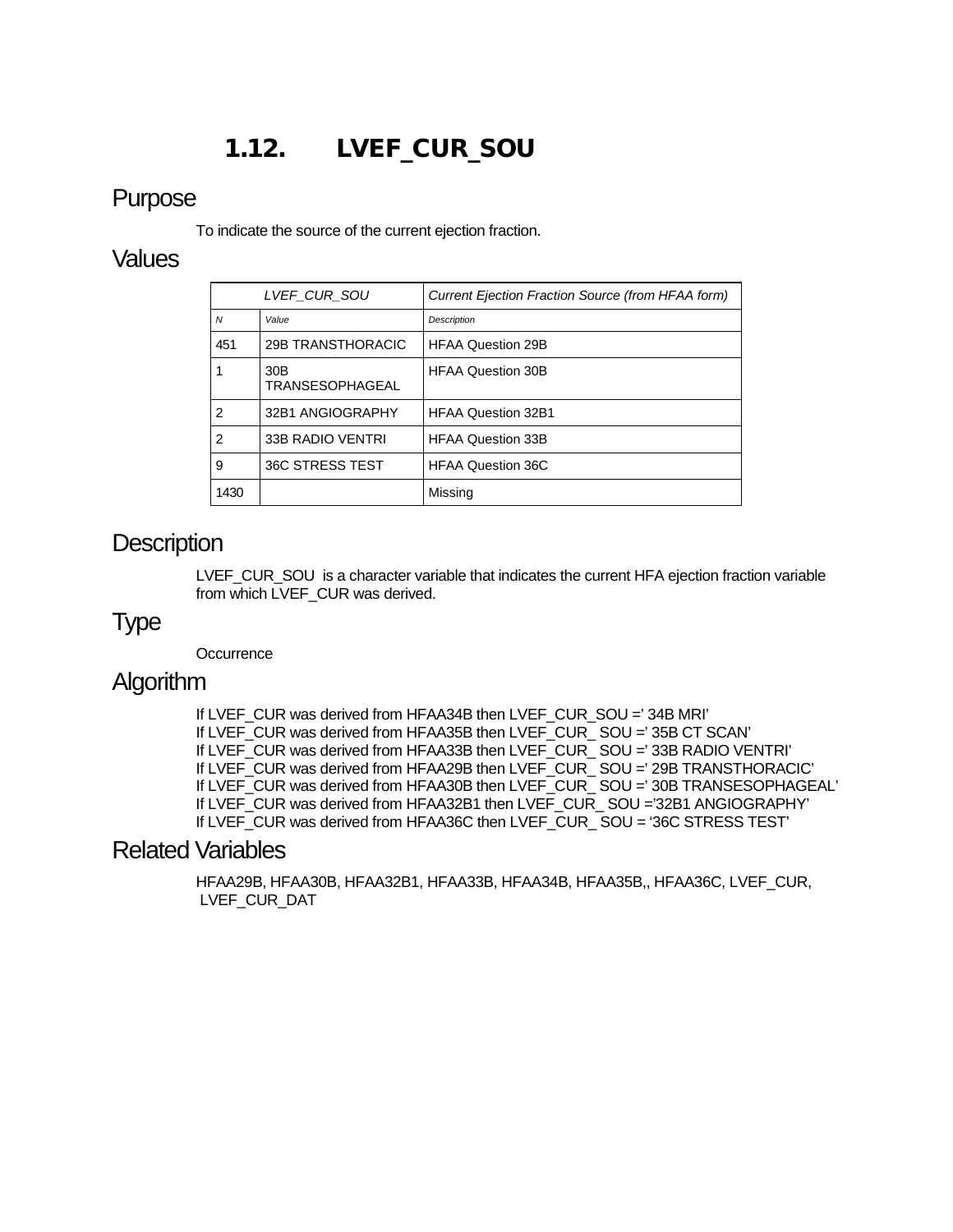# 1.12. LVEF_CUR_SOU

## Purpose

To indicate the source of the current ejection fraction.

## Values

| *LVEF_CUR_SOU* | | *Current Ejection Fraction Source (from HFAA form)* |
|---|---|---|
| *N* | *Value* | *Description* |
| 451 | 29B TRANSTHORACIC | HFAA Question 29B |
| 1 | 30B TRANSESOPHAGEAL | HFAA Question 30B |
| 2 | 32B1 ANGIOGRAPHY | HFAA Question 32B1 |
| 2 | 33B RADIO VENTRI | HFAA Question 33B |
| 9 | 36C STRESS TEST | HFAA Question 36C |
| 1430 | | Missing |

## Description

LVEF_CUR_SOU is a character variable that indicates the current HFA ejection fraction variable from which LVEF_CUR was derived.

## Type

Occurrence

## Algorithm

If LVEF_CUR was derived from HFAA34B then LVEF_CUR_SOU =' 34B MRI'
If LVEF_CUR was derived from HFAA35B then LVEF_CUR_ SOU =' 35B CT SCAN'
If LVEF_CUR was derived from HFAA33B then LVEF_CUR_ SOU =' 33B RADIO VENTRI'
If LVEF_CUR was derived from HFAA29B then LVEF_CUR_ SOU =' 29B TRANSTHORACIC'
If LVEF_CUR was derived from HFAA30B then LVEF_CUR_ SOU =' 30B TRANSESOPHAGEAL'
If LVEF_CUR was derived from HFAA32B1 then LVEF_CUR_ SOU ='32B1 ANGIOGRAPHY'
If LVEF_CUR was derived from HFAA36C then LVEF_CUR_ SOU = '36C STRESS TEST'

## Related Variables

HFAA29B, HFAA30B, HFAA32B1, HFAA33B, HFAA34B, HFAA35B,, HFAA36C, LVEF_CUR, LVEF_CUR_DAT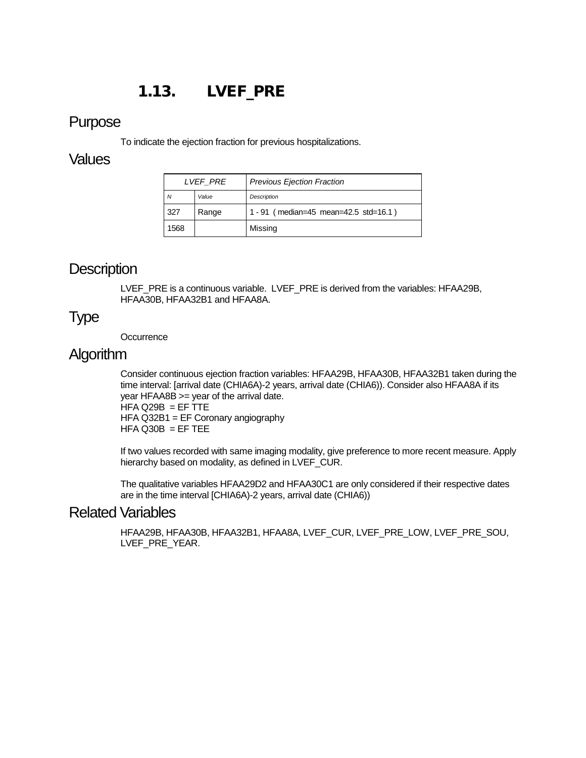# 1.13. LVEF_PRE

## Purpose

To indicate the ejection fraction for previous hospitalizations.

## Values

| LVEF_PRE | | Previous Ejection Fraction |
|---|---|---|
| N | Value | Description |
| 327 | Range | 1 - 91 ( median=45 mean=42.5 std=16.1 ) |
| 1568 | | Missing |

## Description

LVEF_PRE is a continuous variable. LVEF_PRE is derived from the variables: HFAA29B, HFAA30B, HFAA32B1 and HFAA8A.

## Type

Occurrence

## Algorithm

Consider continuous ejection fraction variables: HFAA29B, HFAA30B, HFAA32B1 taken during the time interval: [arrival date (CHIA6A)-2 years, arrival date (CHIA6)). Consider also HFAA8A if its year HFAA8B >= year of the arrival date.
HFA Q29B = EF TTE
HFA Q32B1 = EF Coronary angiography
HFA Q30B = EF TEE

If two values recorded with same imaging modality, give preference to more recent measure. Apply hierarchy based on modality, as defined in LVEF_CUR.

The qualitative variables HFAA29D2 and HFAA30C1 are only considered if their respective dates are in the time interval [CHIA6A)-2 years, arrival date (CHIA6))

## Related Variables

HFAA29B, HFAA30B, HFAA32B1, HFAA8A, LVEF_CUR, LVEF_PRE_LOW, LVEF_PRE_SOU, LVEF_PRE_YEAR.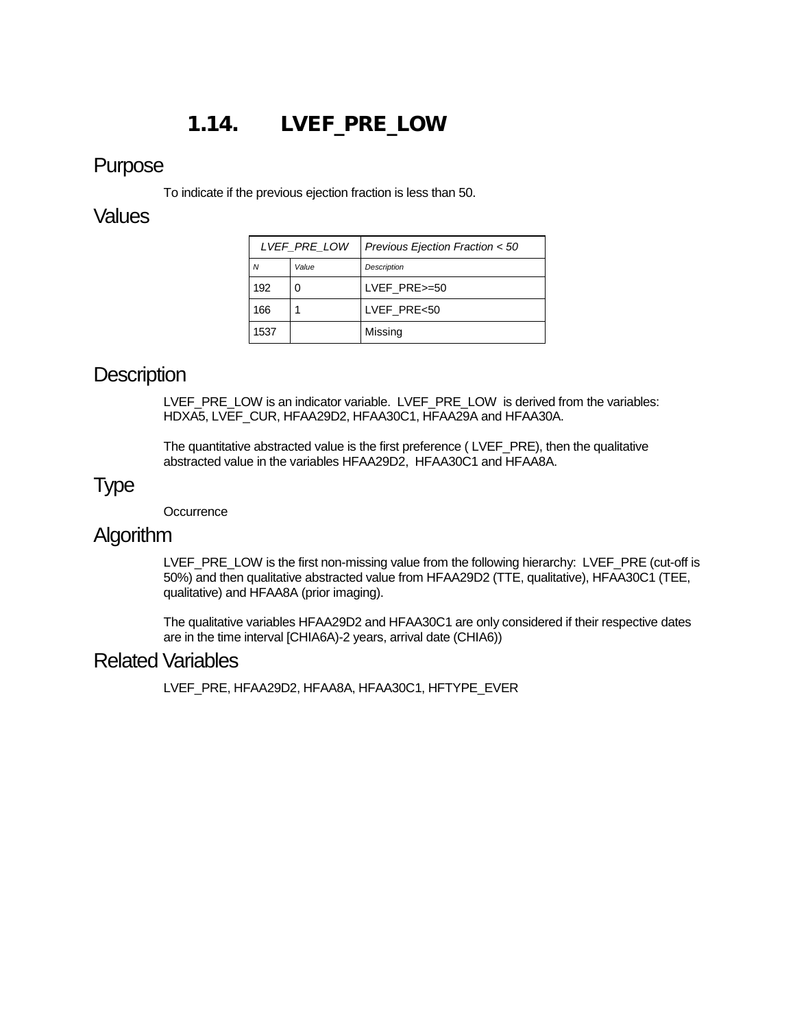## 1.14. LVEF_PRE_LOW

### Purpose

To indicate if the previous ejection fraction is less than 50.

### Values

| *LVEF_PRE_LOW* | | *Previous Ejection Fraction < 50* |
|---|---|---|
| *N* | *Value* | *Description* |
| 192 | 0 | LVEF_PRE>=50 |
| 166 | 1 | LVEF_PRE<50 |
| 1537 | | Missing |

### Description

LVEF_PRE_LOW is an indicator variable. LVEF_PRE_LOW is derived from the variables: HDXA5, LVEF_CUR, HFAA29D2, HFAA30C1, HFAA29A and HFAA30A.

The quantitative abstracted value is the first preference ( LVEF_PRE), then the qualitative abstracted value in the variables HFAA29D2, HFAA30C1 and HFAA8A.

### Type

Occurrence

### Algorithm

LVEF_PRE_LOW is the first non-missing value from the following hierarchy: LVEF_PRE (cut-off is 50%) and then qualitative abstracted value from HFAA29D2 (TTE, qualitative), HFAA30C1 (TEE, qualitative) and HFAA8A (prior imaging).

The qualitative variables HFAA29D2 and HFAA30C1 are only considered if their respective dates are in the time interval [CHIA6A)-2 years, arrival date (CHIA6))

### Related Variables

LVEF_PRE, HFAA29D2, HFAA8A, HFAA30C1, HFTYPE_EVER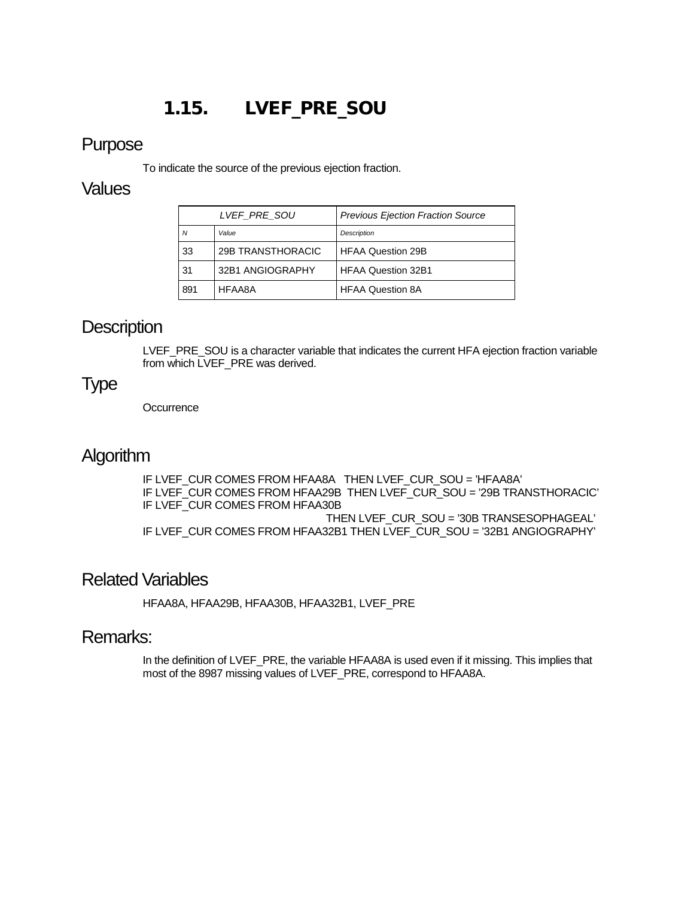# 1.15. LVEF_PRE_SOU

## Purpose

To indicate the source of the previous ejection fraction.

## Values

| *LVEF_PRE_SOU* | | *Previous Ejection Fraction Source* |
|---|---|---|
| *N* | *Value* | *Description* |
| 33 | 29B TRANSTHORACIC | HFAA Question 29B |
| 31 | 32B1 ANGIOGRAPHY | HFAA Question 32B1 |
| 891 | HFAA8A | HFAA Question 8A |

## Description

LVEF_PRE_SOU is a character variable that indicates the current HFA ejection fraction variable from which LVEF_PRE was derived.

## Type

Occurrence

## Algorithm

```
IF LVEF_CUR COMES FROM HFAA8A   THEN LVEF_CUR_SOU = 'HFAA8A'
IF LVEF_CUR COMES FROM HFAA29B  THEN LVEF_CUR_SOU = '29B TRANSTHORACIC'
IF LVEF_CUR COMES FROM HFAA30B
                                THEN LVEF_CUR_SOU = '30B TRANSESOPHAGEAL'
IF LVEF_CUR COMES FROM HFAA32B1 THEN LVEF_CUR_SOU = '32B1 ANGIOGRAPHY'
```

## Related Variables

HFAA8A, HFAA29B, HFAA30B, HFAA32B1, LVEF_PRE

## Remarks:

In the definition of LVEF_PRE, the variable HFAA8A is used even if it missing. This implies that most of the 8987 missing values of LVEF_PRE, correspond to HFAA8A.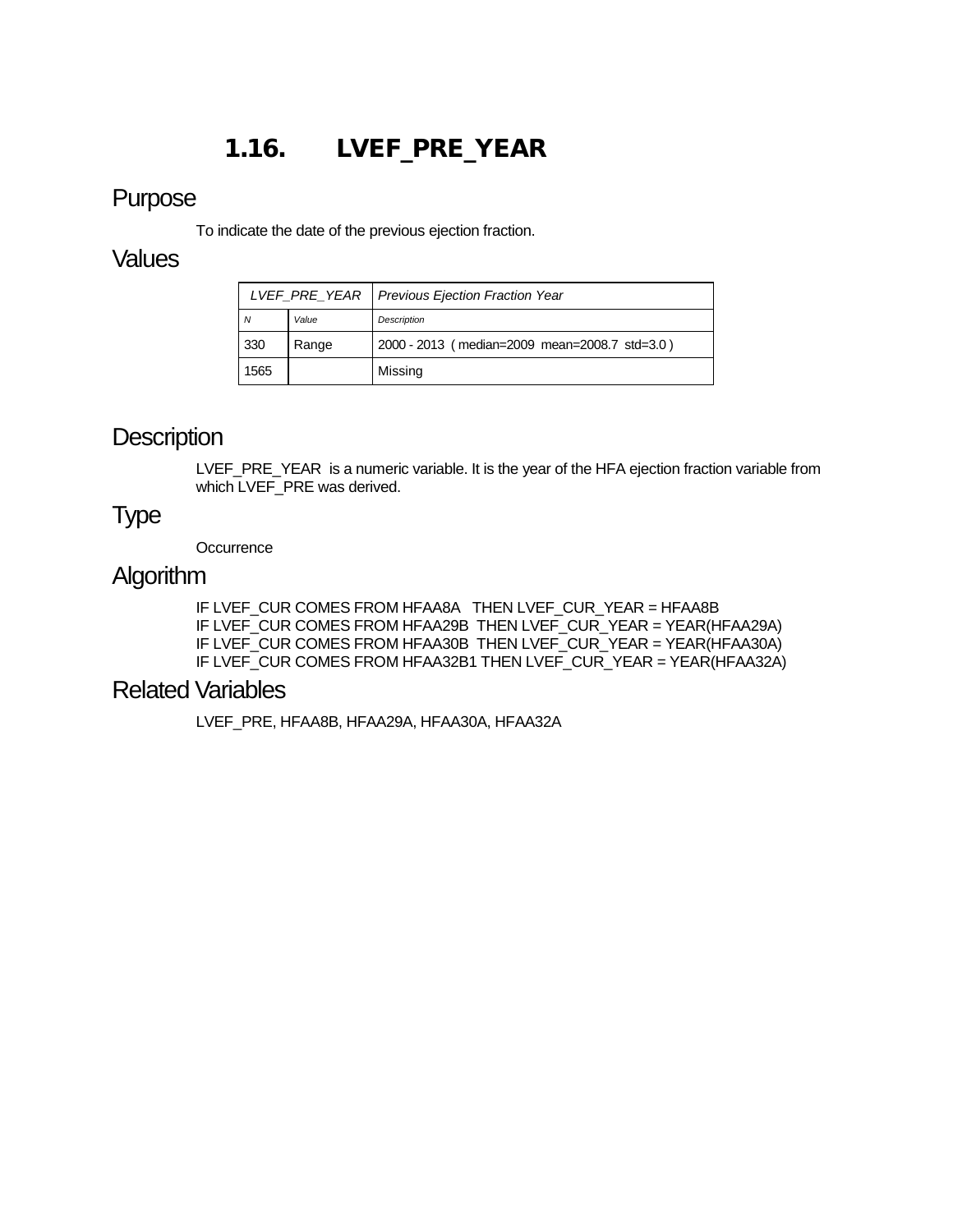## 1.16. LVEF_PRE_YEAR

### Purpose

To indicate the date of the previous ejection fraction.

### Values

| *LVEF_PRE_YEAR* | | *Previous Ejection Fraction Year* |
|---|---|---|
| *N* | *Value* | *Description* |
| 330 | Range | 2000 - 2013 ( median=2009 mean=2008.7 std=3.0 ) |
| 1565 | | Missing |

### Description

LVEF_PRE_YEAR is a numeric variable. It is the year of the HFA ejection fraction variable from which LVEF_PRE was derived.

### Type

Occurrence

### Algorithm

IF LVEF_CUR COMES FROM HFAA8A THEN LVEF_CUR_YEAR = HFAA8B
IF LVEF_CUR COMES FROM HFAA29B THEN LVEF_CUR_YEAR = YEAR(HFAA29A)
IF LVEF_CUR COMES FROM HFAA30B THEN LVEF_CUR_YEAR = YEAR(HFAA30A)
IF LVEF_CUR COMES FROM HFAA32B1 THEN LVEF_CUR_YEAR = YEAR(HFAA32A)

### Related Variables

LVEF_PRE, HFAA8B, HFAA29A, HFAA30A, HFAA32A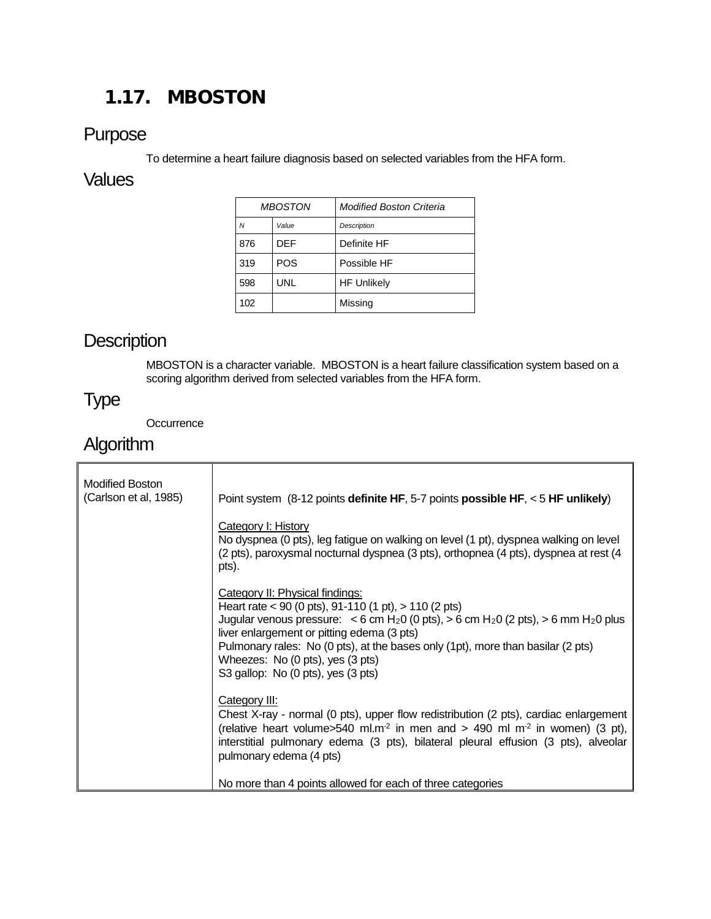# 1.17. MBOSTON

## Purpose

To determine a heart failure diagnosis based on selected variables from the HFA form.

## Values

| *MBOSTON* | | *Modified Boston Criteria* |
|---|---|---|
| *N* | *Value* | *Description* |
| 876 | DEF | Definite HF |
| 319 | POS | Possible HF |
| 598 | UNL | HF Unlikely |
| 102 | | Missing |

## Description

MBOSTON is a character variable. MBOSTON is a heart failure classification system based on a scoring algorithm derived from selected variables from the HFA form.

## Type

Occurrence

## Algorithm

| | |
|---|---|
| Modified Boston (Carlson et al, 1985) | Point system (8-12 points **definite HF**, 5-7 points **possible HF**, < 5 **HF unlikely**)<br><br>Category I: History<br>No dyspnea (0 pts), leg fatigue on walking on level (1 pt), dyspnea walking on level (2 pts), paroxysmal nocturnal dyspnea (3 pts), orthopnea (4 pts), dyspnea at rest (4 pts).<br><br>Category II: Physical findings:<br>Heart rate < 90 (0 pts), 91-110 (1 pt), > 110 (2 pts)<br>Jugular venous pressure: < 6 cm $H_20$ (0 pts), > 6 cm $H_20$ (2 pts), > 6 mm $H_20$ plus liver enlargement or pitting edema (3 pts)<br>Pulmonary rales: No (0 pts), at the bases only (1pt), more than basilar (2 pts)<br>Wheezes: No (0 pts), yes (3 pts)<br>S3 gallop: No (0 pts), yes (3 pts)<br><br>Category III:<br>Chest X-ray - normal (0 pts), upper flow redistribution (2 pts), cardiac enlargement (relative heart volume>540 ml.m$^{-2}$ in men and > 490 ml m$^{-2}$ in women) (3 pt), interstitial pulmonary edema (3 pts), bilateral pleural effusion (3 pts), alveolar pulmonary edema (4 pts)<br><br>No more than 4 points allowed for each of three categories |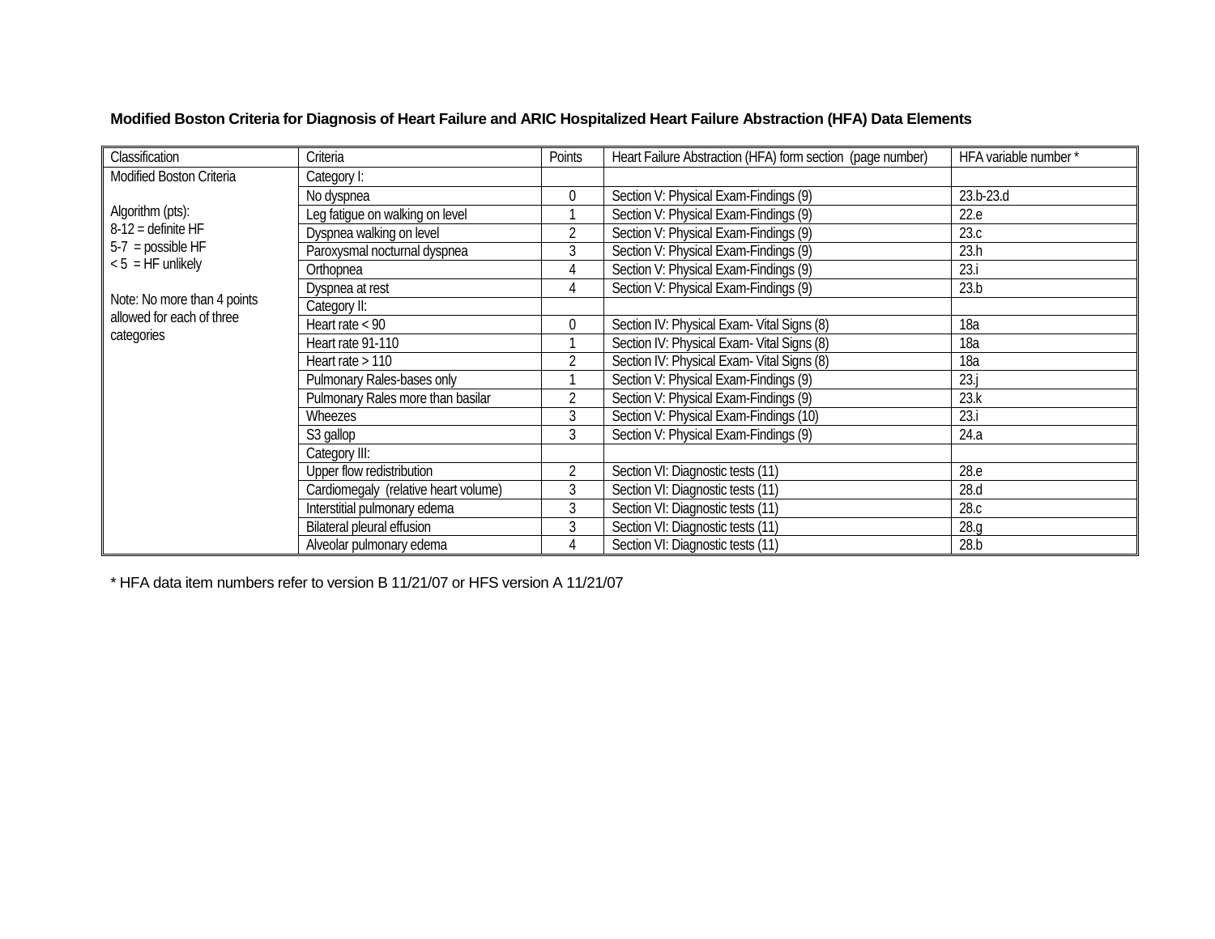**Modified Boston Criteria for Diagnosis of Heart Failure and ARIC Hospitalized Heart Failure Abstraction (HFA) Data Elements**

| Classification | Criteria | Points | Heart Failure Abstraction (HFA) form section (page number) | HFA variable number * |
|---|---|---|---|---|
| Modified Boston Criteria<br><br>Algorithm (pts):<br>8-12 = definite HF<br>5-7 = possible HF<br>< 5 = HF unlikely<br><br>Note: No more than 4 points allowed for each of three categories | Category I: | | | |
| | No dyspnea | 0 | Section V: Physical Exam-Findings (9) | 23.b-23.d |
| | Leg fatigue on walking on level | 1 | Section V: Physical Exam-Findings (9) | 22.e |
| | Dyspnea walking on level | 2 | Section V: Physical Exam-Findings (9) | 23.c |
| | Paroxysmal nocturnal dyspnea | 3 | Section V: Physical Exam-Findings (9) | 23.h |
| | Orthopnea | 4 | Section V: Physical Exam-Findings (9) | 23.i |
| | Dyspnea at rest | 4 | Section V: Physical Exam-Findings (9) | 23.b |
| | Category II: | | | |
| | Heart rate < 90 | 0 | Section IV: Physical Exam- Vital Signs (8) | 18a |
| | Heart rate 91-110 | 1 | Section IV: Physical Exam- Vital Signs (8) | 18a |
| | Heart rate > 110 | 2 | Section IV: Physical Exam- Vital Signs (8) | 18a |
| | Pulmonary Rales-bases only | 1 | Section V: Physical Exam-Findings (9) | 23.j |
| | Pulmonary Rales more than basilar | 2 | Section V: Physical Exam-Findings (9) | 23.k |
| | Wheezes | 3 | Section V: Physical Exam-Findings (10) | 23.i |
| | S3 gallop | 3 | Section V: Physical Exam-Findings (9) | 24.a |
| | Category III: | | | |
| | Upper flow redistribution | 2 | Section VI: Diagnostic tests (11) | 28.e |
| | Cardiomegaly (relative heart volume) | 3 | Section VI: Diagnostic tests (11) | 28.d |
| | Interstitial pulmonary edema | 3 | Section VI: Diagnostic tests (11) | 28.c |
| | Bilateral pleural effusion | 3 | Section VI: Diagnostic tests (11) | 28.g |
| | Alveolar pulmonary edema | 4 | Section VI: Diagnostic tests (11) | 28.b |

* HFA data item numbers refer to version B 11/21/07 or HFS version A 11/21/07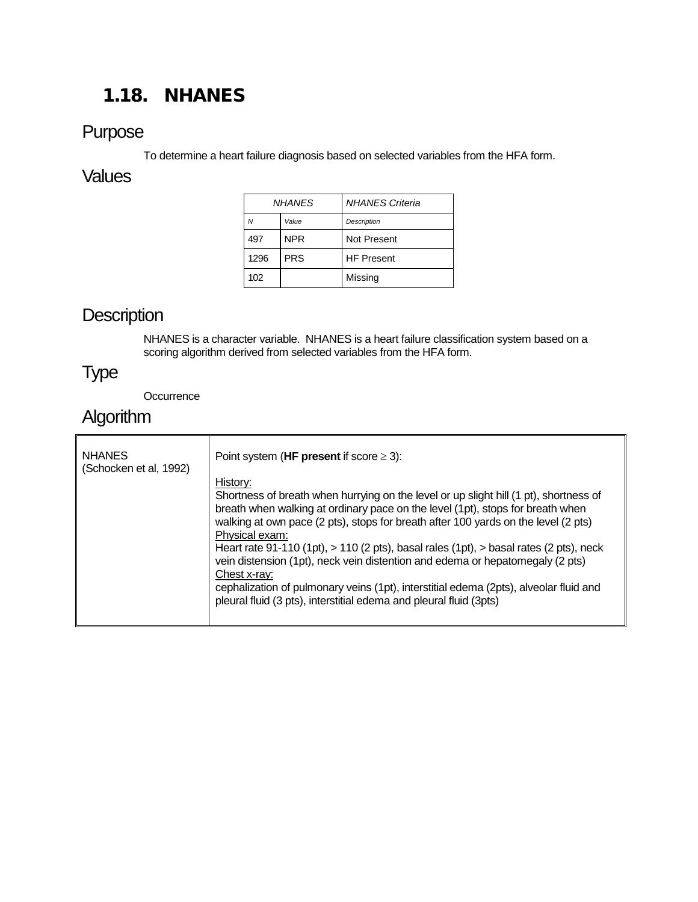## 1.18. NHANES

### Purpose

To determine a heart failure diagnosis based on selected variables from the HFA form.

### Values

| *NHANES* | | *NHANES Criteria* |
|---|---|---|
| *N* | *Value* | *Description* |
| 497 | NPR | Not Present |
| 1296 | PRS | HF Present |
| 102 | | Missing |

### Description

NHANES is a character variable. NHANES is a heart failure classification system based on a scoring algorithm derived from selected variables from the HFA form.

### Type

Occurrence

### Algorithm

| | |
|---|---|
| NHANES (Schocken et al, 1992) | Point system (**HF present** if score ≥ 3):<br><br>History:<br>Shortness of breath when hurrying on the level or up slight hill (1 pt), shortness of breath when walking at ordinary pace on the level (1pt), stops for breath when walking at own pace (2 pts), stops for breath after 100 yards on the level (2 pts)<br>Physical exam:<br>Heart rate 91-110 (1pt), > 110 (2 pts), basal rales (1pt), > basal rates (2 pts), neck vein distension (1pt), neck vein distention and edema or hepatomegaly (2 pts)<br>Chest x-ray:<br>cephalization of pulmonary veins (1pt), interstitial edema (2pts), alveolar fluid and pleural fluid (3 pts), interstitial edema and pleural fluid (3pts) |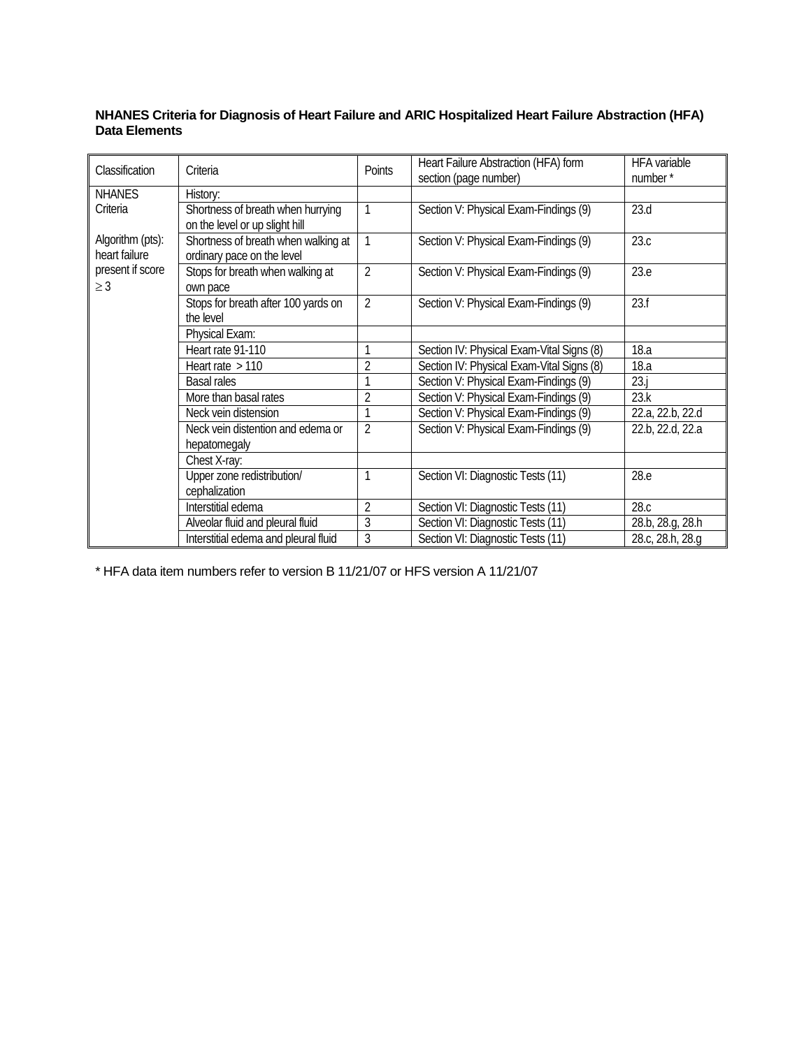**NHANES Criteria for Diagnosis of Heart Failure and ARIC Hospitalized Heart Failure Abstraction (HFA) Data Elements**

| Classification | Criteria | Points | Heart Failure Abstraction (HFA) form section (page number) | HFA variable number * |
|---|---|---|---|---|
| NHANES Criteria<br><br>Algorithm (pts): heart failure present if score ≥ 3 | History: | | | |
| | Shortness of breath when hurrying on the level or up slight hill | 1 | Section V: Physical Exam-Findings (9) | 23.d |
| | Shortness of breath when walking at ordinary pace on the level | 1 | Section V: Physical Exam-Findings (9) | 23.c |
| | Stops for breath when walking at own pace | 2 | Section V: Physical Exam-Findings (9) | 23.e |
| | Stops for breath after 100 yards on the level | 2 | Section V: Physical Exam-Findings (9) | 23.f |
| | Physical Exam: | | | |
| | Heart rate 91-110 | 1 | Section IV: Physical Exam-Vital Signs (8) | 18.a |
| | Heart rate > 110 | 2 | Section IV: Physical Exam-Vital Signs (8) | 18.a |
| | Basal rales | 1 | Section V: Physical Exam-Findings (9) | 23.j |
| | More than basal rates | 2 | Section V: Physical Exam-Findings (9) | 23.k |
| | Neck vein distension | 1 | Section V: Physical Exam-Findings (9) | 22.a, 22.b, 22.d |
| | Neck vein distention and edema or hepatomegaly | 2 | Section V: Physical Exam-Findings (9) | 22.b, 22.d, 22.a |
| | Chest X-ray: | | | |
| | Upper zone redistribution/ cephalization | 1 | Section VI: Diagnostic Tests (11) | 28.e |
| | Interstitial edema | 2 | Section VI: Diagnostic Tests (11) | 28.c |
| | Alveolar fluid and pleural fluid | 3 | Section VI: Diagnostic Tests (11) | 28.b, 28.g, 28.h |
| | Interstitial edema and pleural fluid | 3 | Section VI: Diagnostic Tests (11) | 28.c, 28.h, 28.g |

* HFA data item numbers refer to version B 11/21/07 or HFS version A 11/21/07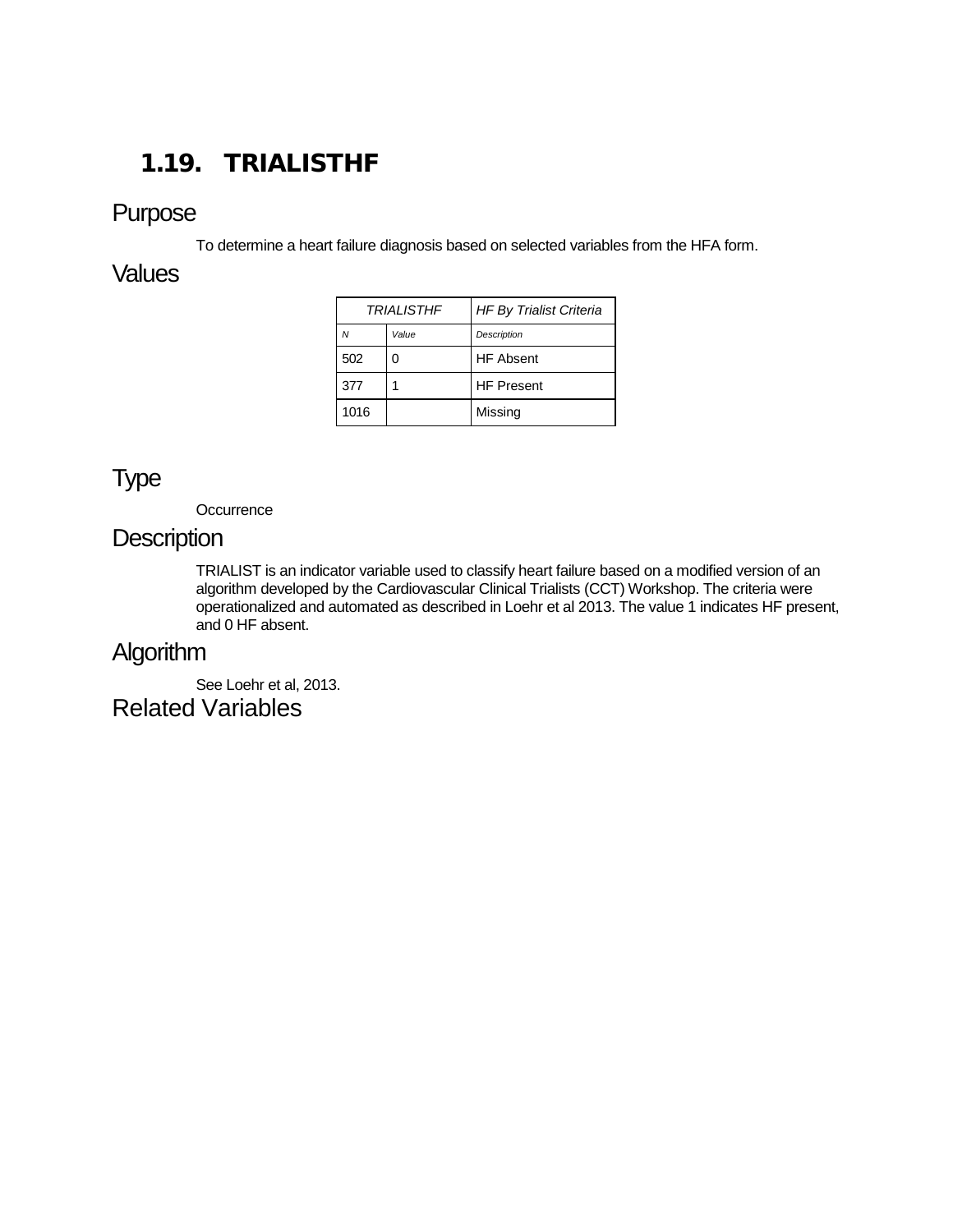## 1.19. TRIALISTHF

### Purpose

To determine a heart failure diagnosis based on selected variables from the HFA form.

### Values

| *TRIALISTHF* | | *HF By Trialist Criteria* |
|---|---|---|
| *N* | *Value* | *Description* |
| 502 | 0 | HF Absent |
| 377 | 1 | HF Present |
| 1016 | | Missing |

### Type

Occurrence

### Description

TRIALIST is an indicator variable used to classify heart failure based on a modified version of an algorithm developed by the Cardiovascular Clinical Trialists (CCT) Workshop. The criteria were operationalized and automated as described in Loehr et al 2013. The value 1 indicates HF present, and 0 HF absent.

### Algorithm

See Loehr et al, 2013.

### Related Variables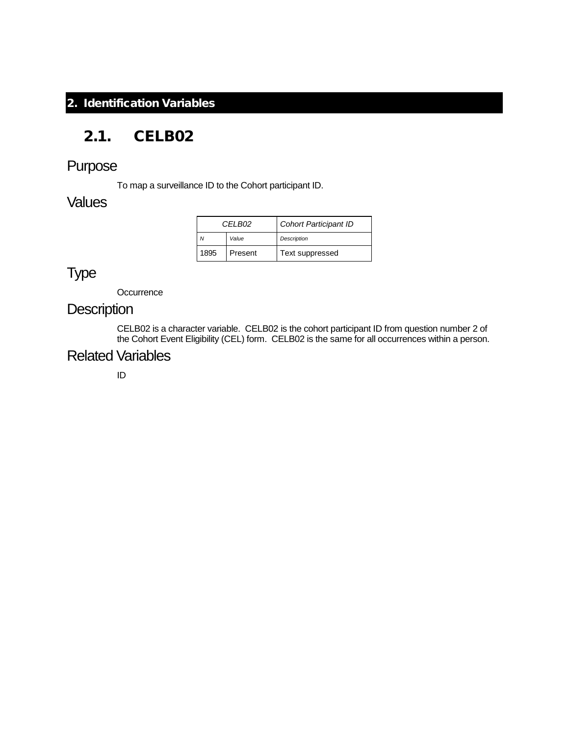# 2. Identification Variables

## 2.1. CELB02

### Purpose

To map a surveillance ID to the Cohort participant ID.

### Values

| *CELB02* | | *Cohort Participant ID* |
|---|---|---|
| *N* | *Value* | *Description* |
| 1895 | Present | Text suppressed |

### Type

Occurrence

### Description

CELB02 is a character variable. CELB02 is the cohort participant ID from question number 2 of the Cohort Event Eligibility (CEL) form. CELB02 is the same for all occurrences within a person.

### Related Variables

ID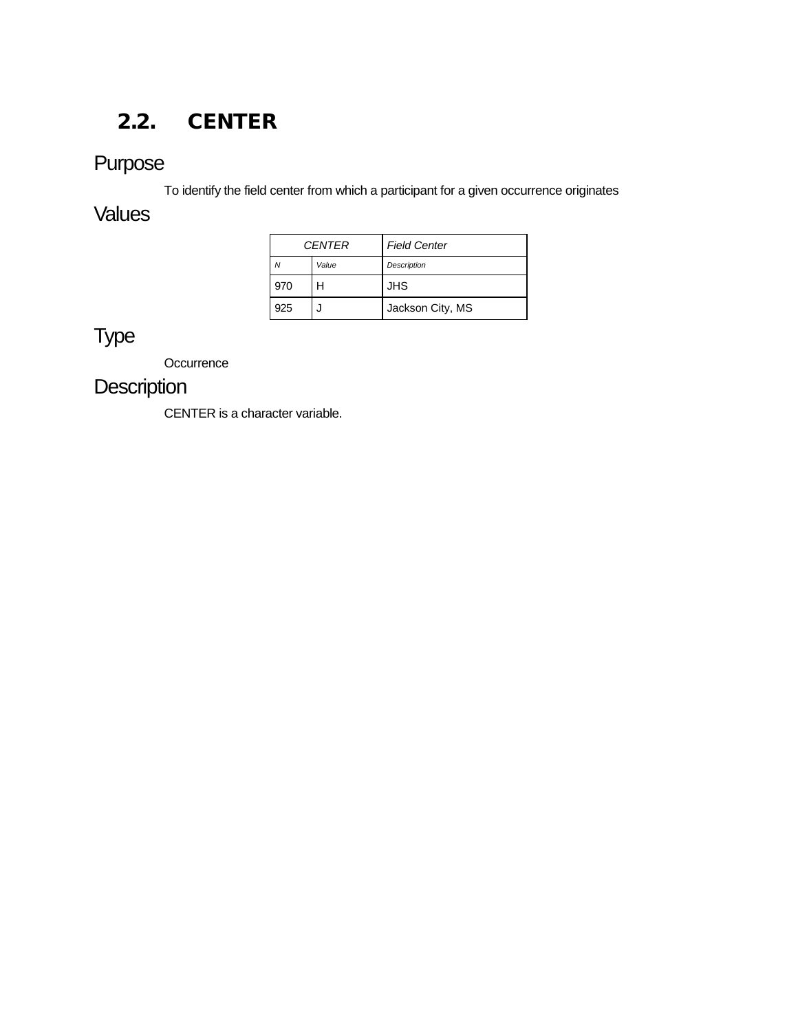## 2.2. CENTER

### Purpose

To identify the field center from which a participant for a given occurrence originates

### Values

| *CENTER* | | *Field Center* |
|---|---|---|
| *N* | *Value* | *Description* |
| 970 | H | JHS |
| 925 | J | Jackson City, MS |

### Type

Occurrence

### Description

CENTER is a character variable.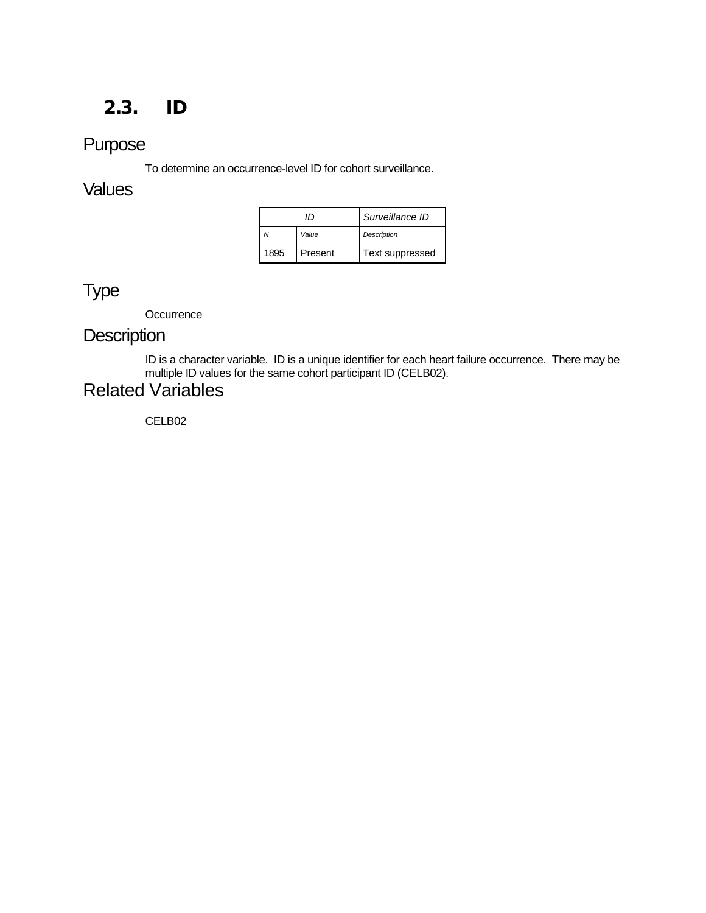## 2.3. ID

### Purpose

To determine an occurrence-level ID for cohort surveillance.

### Values

| *ID* | | *Surveillance ID* |
|---|---|---|
| *N* | *Value* | *Description* |
| 1895 | Present | Text suppressed |

### Type

Occurrence

### Description

ID is a character variable. ID is a unique identifier for each heart failure occurrence. There may be multiple ID values for the same cohort participant ID (CELB02).

### Related Variables

CELB02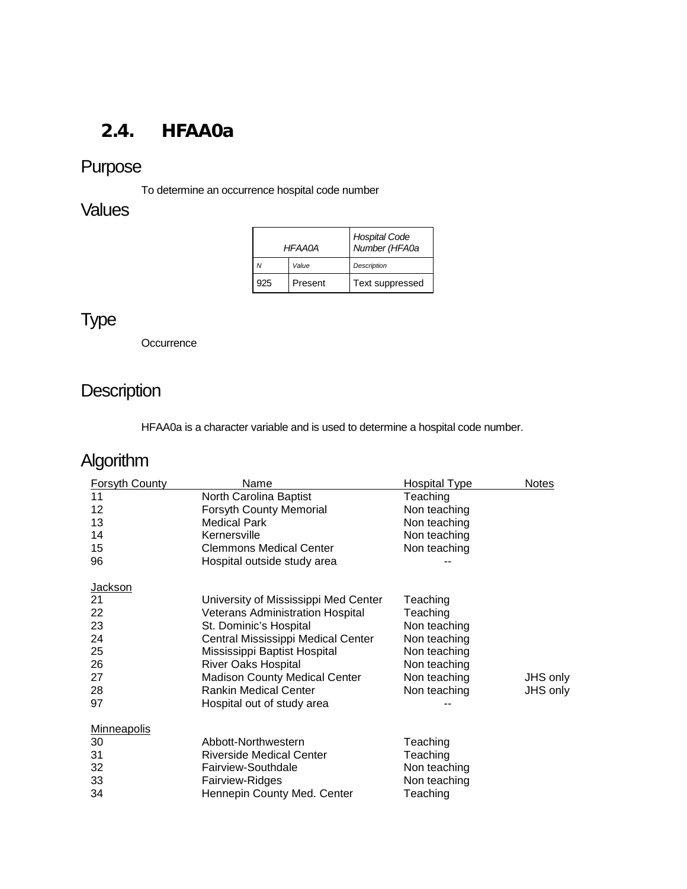## 2.4. HFAA0a

### Purpose

To determine an occurrence hospital code number

### Values

| *HFAA0A* | | *Hospital Code Number (HFA0a* |
|---|---|---|
| *N* | *Value* | *Description* |
| 925 | Present | Text suppressed |

### Type

Occurrence

### Description

HFAA0a is a character variable and is used to determine a hospital code number.

### Algorithm

| Forsyth County | Name | Hospital Type | Notes |
|---|---|---|---|
| 11 | North Carolina Baptist | Teaching | |
| 12 | Forsyth County Memorial | Non teaching | |
| 13 | Medical Park | Non teaching | |
| 14 | Kernersville | Non teaching | |
| 15 | Clemmons Medical Center | Non teaching | |
| 96 | Hospital outside study area | -- | |
| Jackson | | | |
| 21 | University of Mississippi Med Center | Teaching | |
| 22 | Veterans Administration Hospital | Teaching | |
| 23 | St. Dominic's Hospital | Non teaching | |
| 24 | Central Mississippi Medical Center | Non teaching | |
| 25 | Mississippi Baptist Hospital | Non teaching | |
| 26 | River Oaks Hospital | Non teaching | |
| 27 | Madison County Medical Center | Non teaching | JHS only |
| 28 | Rankin Medical Center | Non teaching | JHS only |
| 97 | Hospital out of study area | -- | |
| Minneapolis | | | |
| 30 | Abbott-Northwestern | Teaching | |
| 31 | Riverside Medical Center | Teaching | |
| 32 | Fairview-Southdale | Non teaching | |
| 33 | Fairview-Ridges | Non teaching | |
| 34 | Hennepin County Med. Center | Teaching | |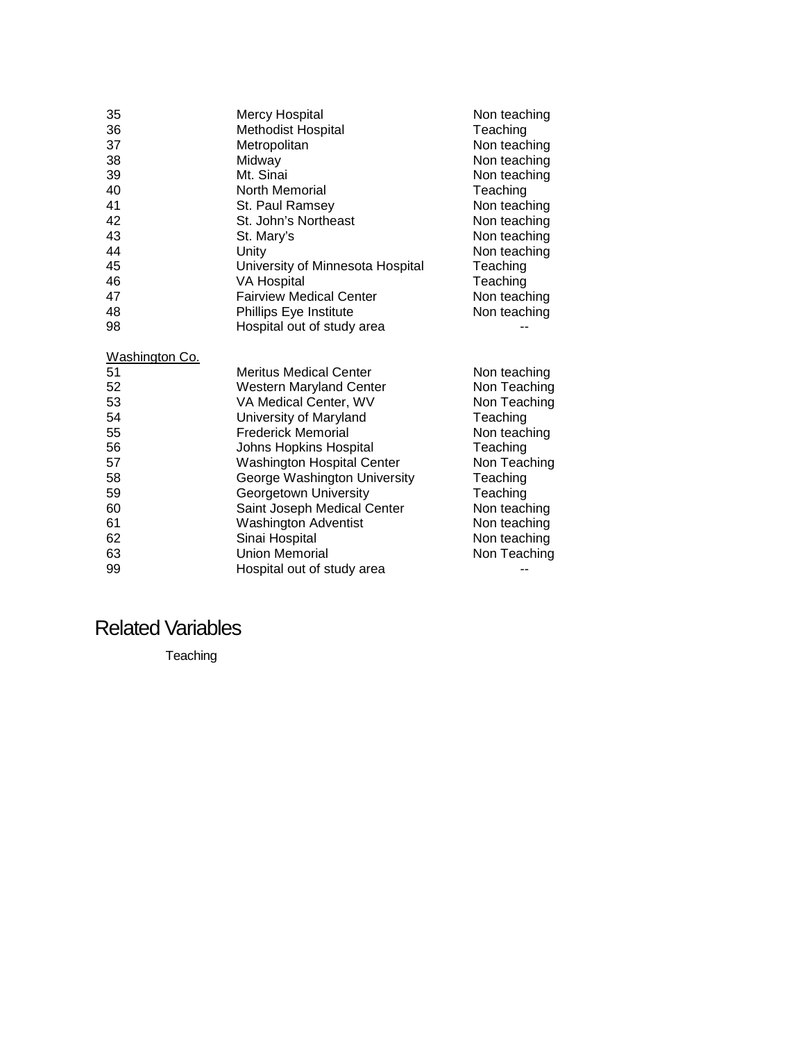| | | |
|---|---|---|
| 35 | Mercy Hospital | Non teaching |
| 36 | Methodist Hospital | Teaching |
| 37 | Metropolitan | Non teaching |
| 38 | Midway | Non teaching |
| 39 | Mt. Sinai | Non teaching |
| 40 | North Memorial | Teaching |
| 41 | St. Paul Ramsey | Non teaching |
| 42 | St. John's Northeast | Non teaching |
| 43 | St. Mary's | Non teaching |
| 44 | Unity | Non teaching |
| 45 | University of Minnesota Hospital | Teaching |
| 46 | VA Hospital | Teaching |
| 47 | Fairview Medical Center | Non teaching |
| 48 | Phillips Eye Institute | Non teaching |
| 98 | Hospital out of study area | -- |

<u>Washington Co.</u>

| | | |
|---|---|---|
| 51 | Meritus Medical Center | Non teaching |
| 52 | Western Maryland Center | Non Teaching |
| 53 | VA Medical Center, WV | Non Teaching |
| 54 | University of Maryland | Teaching |
| 55 | Frederick Memorial | Non teaching |
| 56 | Johns Hopkins Hospital | Teaching |
| 57 | Washington Hospital Center | Non Teaching |
| 58 | George Washington University | Teaching |
| 59 | Georgetown University | Teaching |
| 60 | Saint Joseph Medical Center | Non teaching |
| 61 | Washington Adventist | Non teaching |
| 62 | Sinai Hospital | Non teaching |
| 63 | Union Memorial | Non Teaching |
| 99 | Hospital out of study area | -- |

## Related Variables

Teaching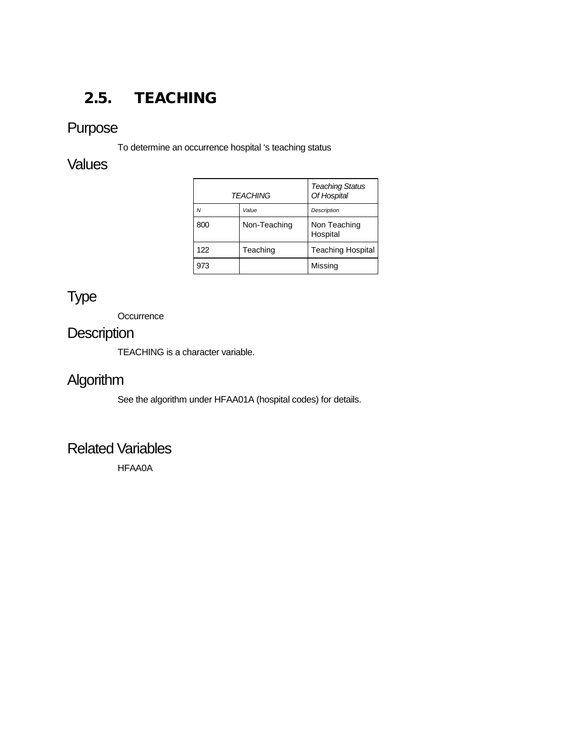## 2.5. TEACHING

### Purpose

To determine an occurrence hospital ‘s teaching status

### Values

| *TEACHING* | | *Teaching Status Of Hospital* |
|---|---|---|
| *N* | *Value* | *Description* |
| 800 | Non-Teaching | Non Teaching Hospital |
| 122 | Teaching | Teaching Hospital |
| 973 | | Missing |

### Type

Occurrence

### Description

TEACHING is a character variable.

### Algorithm

See the algorithm under HFAA01A (hospital codes) for details.

### Related Variables

HFAA0A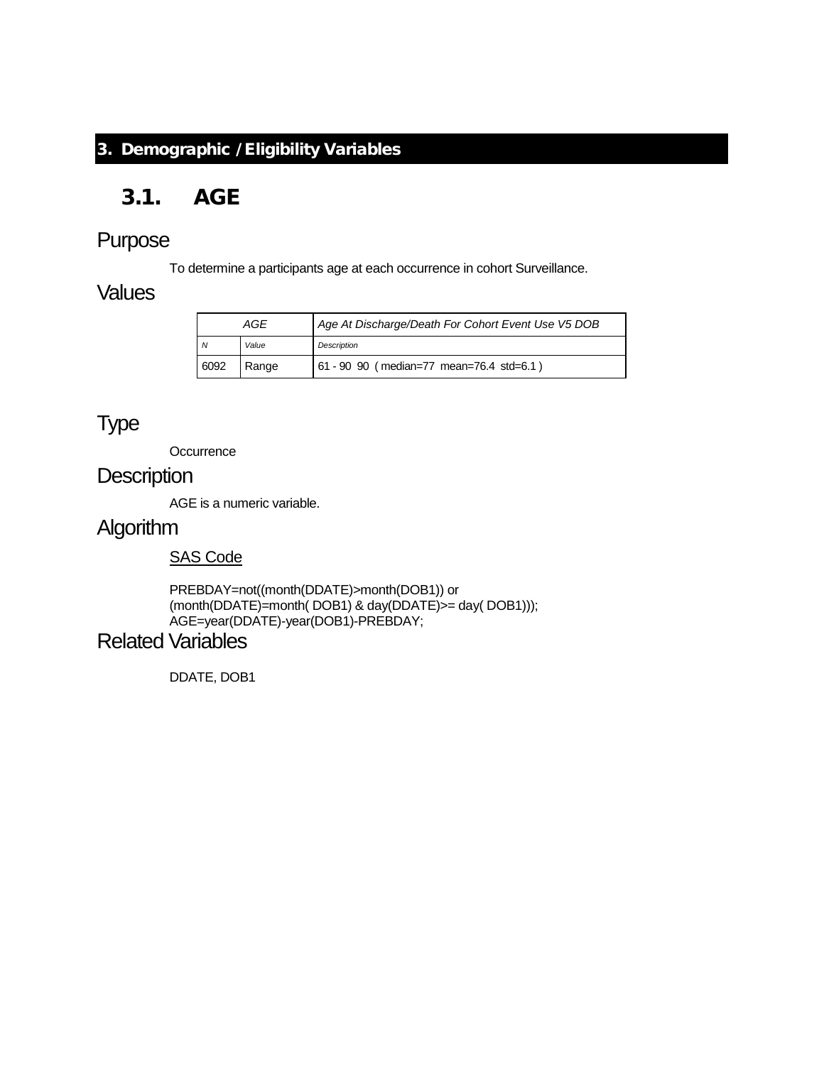# 3. Demographic / Eligibility Variables

## 3.1. AGE

### Purpose

To determine a participants age at each occurrence in cohort Surveillance.

### Values

| AGE | | *Age At Discharge/Death For Cohort Event Use V5 DOB* |
|---|---|---|
| *N* | *Value* | *Description* |
| 6092 | Range | 61 - 90 90 ( median=77 mean=76.4 std=6.1 ) |

### Type

Occurrence

### Description

AGE is a numeric variable.

### Algorithm

SAS Code

```
PREBDAY=not((month(DDATE)>month(DOB1)) or
(month(DDATE)=month( DOB1) & day(DDATE)>= day( DOB1)));
AGE=year(DDATE)-year(DOB1)-PREBDAY;
```

### Related Variables

DDATE, DOB1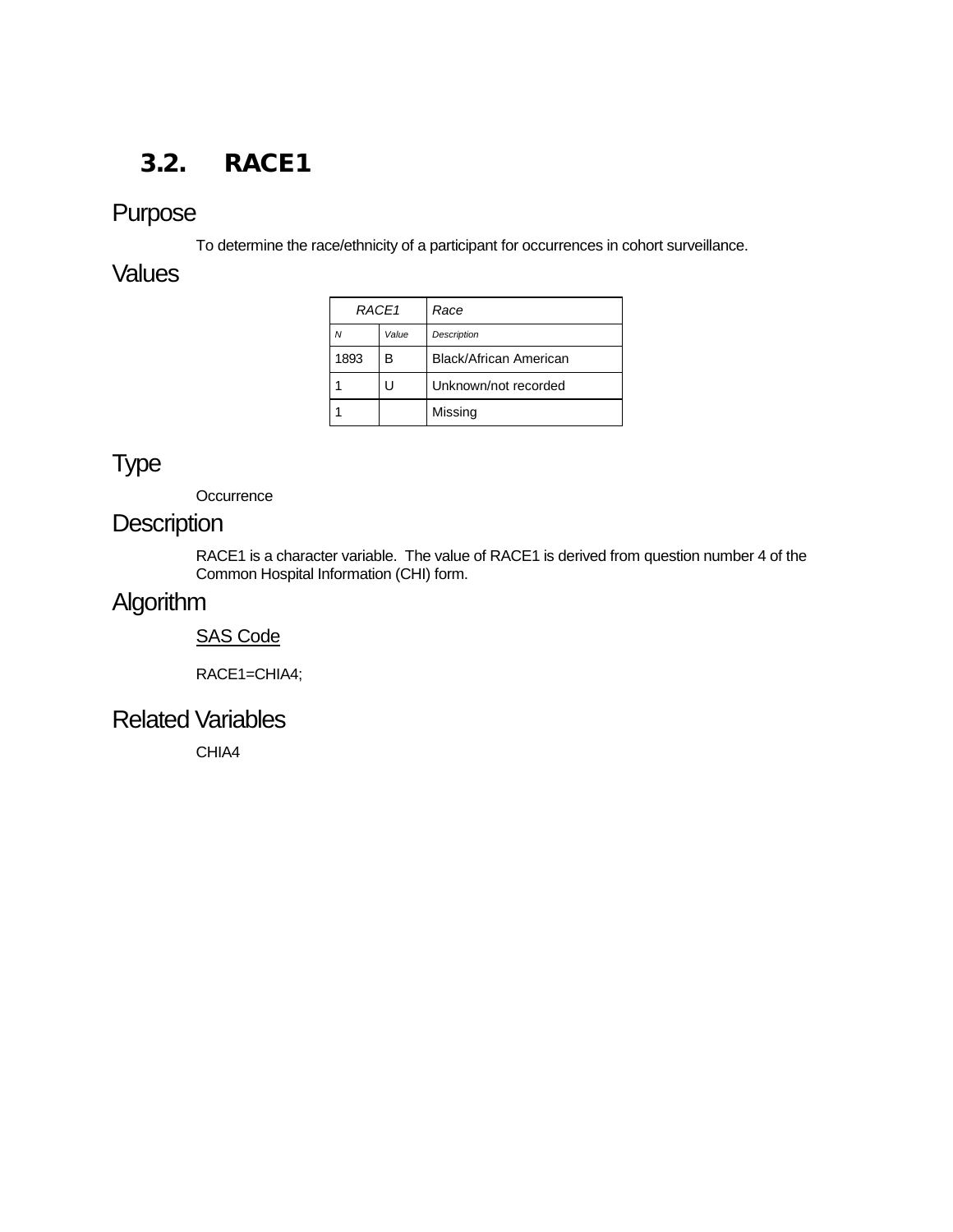## 3.2. RACE1

### Purpose

To determine the race/ethnicity of a participant for occurrences in cohort surveillance.

### Values

| *RACE1* | | *Race* |
|---|---|---|
| *N* | *Value* | *Description* |
| 1893 | B | Black/African American |
| 1 | U | Unknown/not recorded |
| 1 | | Missing |

### Type

Occurrence

### Description

RACE1 is a character variable. The value of RACE1 is derived from question number 4 of the Common Hospital Information (CHI) form.

### Algorithm

<u>SAS Code</u>

```
RACE1=CHIA4;
```

### Related Variables

CHIA4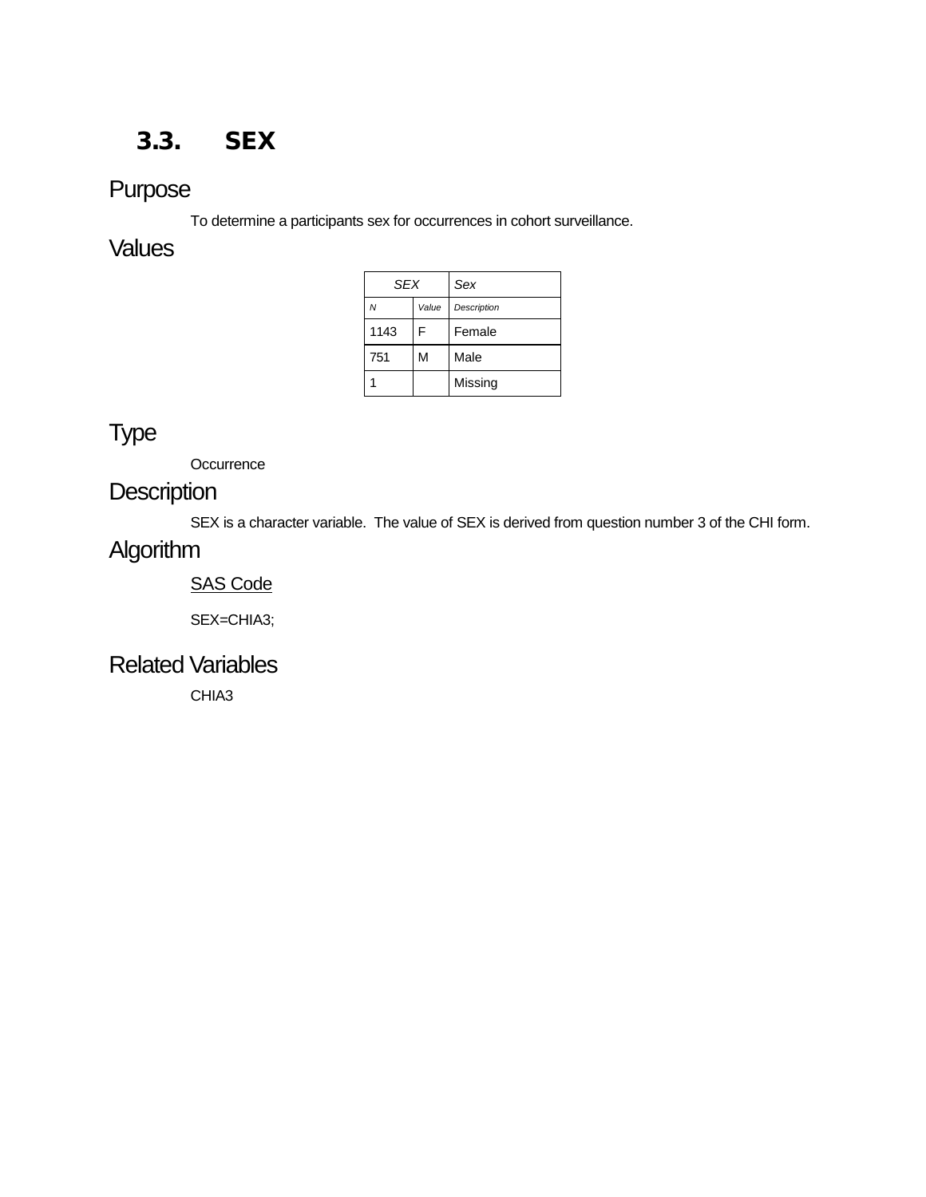## 3.3. SEX

### Purpose

To determine a participants sex for occurrences in cohort surveillance.

### Values

| SEX | | Sex |
|---|---|---|
| *N* | *Value* | *Description* |
| 1143 | F | Female |
| 751 | M | Male |
| 1 | | Missing |

### Type

Occurrence

### Description

SEX is a character variable. The value of SEX is derived from question number 3 of the CHI form.

### Algorithm

SAS Code

```
SEX=CHIA3;
```

### Related Variables

CHIA3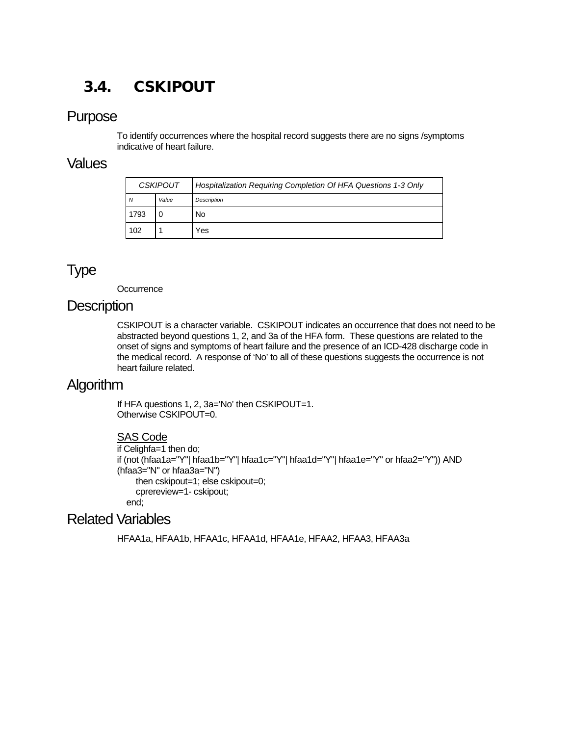## 3.4. CSKIPOUT

### Purpose

To identify occurrences where the hospital record suggests there are no signs /symptoms indicative of heart failure.

### Values

| *CSKIPOUT* | | *Hospitalization Requiring Completion Of HFA Questions 1-3 Only* |
|---|---|---|
| *N* | *Value* | *Description* |
| 1793 | 0 | No |
| 102 | 1 | Yes |

### Type

Occurrence

### Description

CSKIPOUT is a character variable. CSKIPOUT indicates an occurrence that does not need to be abstracted beyond questions 1, 2, and 3a of the HFA form. These questions are related to the onset of signs and symptoms of heart failure and the presence of an ICD-428 discharge code in the medical record. A response of 'No' to all of these questions suggests the occurrence is not heart failure related.

### Algorithm

If HFA questions 1, 2, 3a='No' then CSKIPOUT=1.
Otherwise CSKIPOUT=0.

<u>SAS Code</u>

```
if Celighfa=1 then do;
if (not (hfaa1a="Y"| hfaa1b="Y"| hfaa1c="Y"| hfaa1d="Y"| hfaa1e="Y" or hfaa2="Y")) AND
(hfaa3="N" or hfaa3a="N")
      then cskipout=1; else cskipout=0;
      cprereview=1- cskipout;
   end;
```

### Related Variables

HFAA1a, HFAA1b, HFAA1c, HFAA1d, HFAA1e, HFAA2, HFAA3, HFAA3a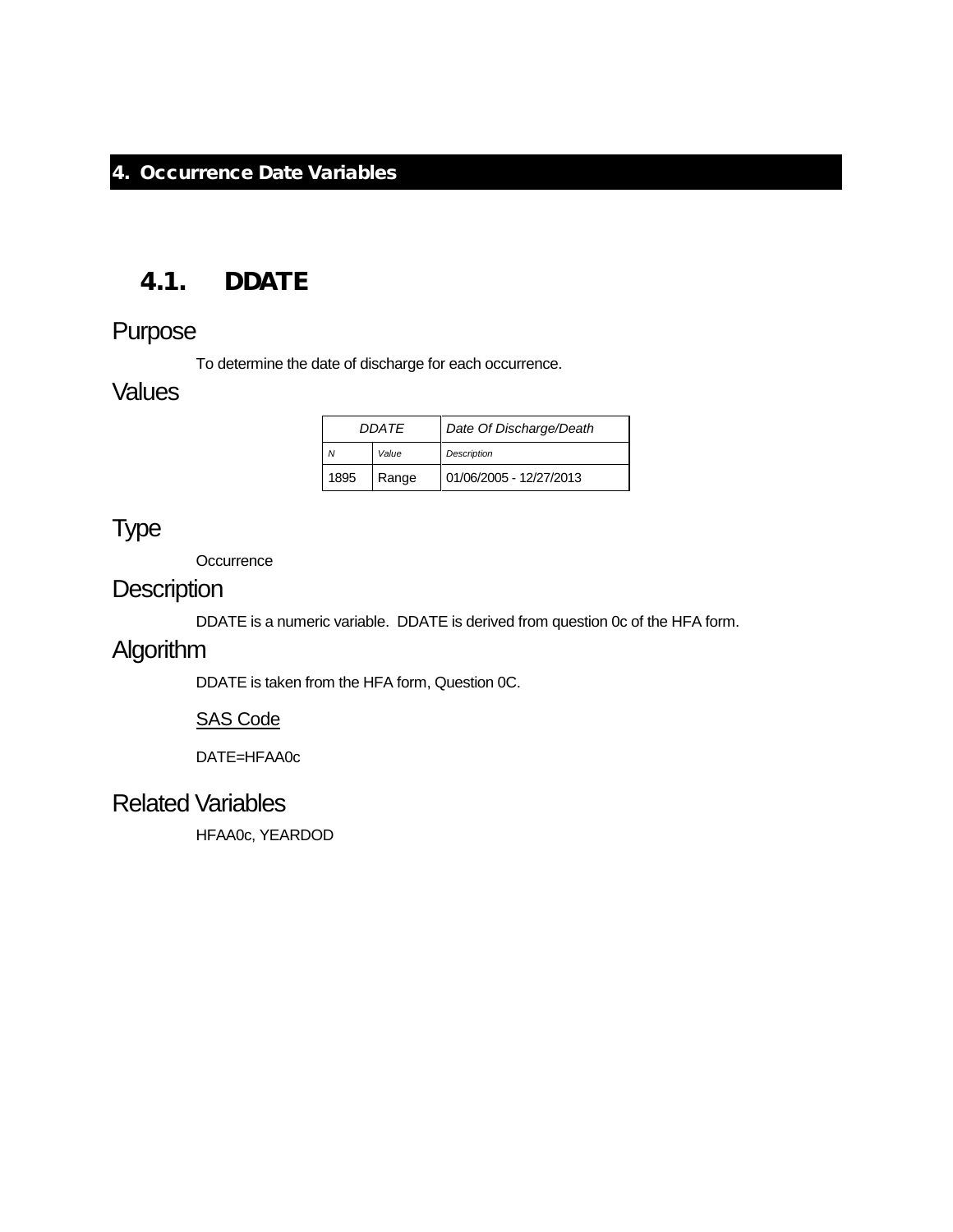# 4. Occurrence Date Variables

## 4.1. DDATE

### Purpose

To determine the date of discharge for each occurrence.

### Values

| *DDATE* | | *Date Of Discharge/Death* |
|---|---|---|
| *N* | *Value* | *Description* |
| 1895 | Range | 01/06/2005 - 12/27/2013 |

### Type

Occurrence

### Description

DDATE is a numeric variable. DDATE is derived from question 0c of the HFA form.

### Algorithm

DDATE is taken from the HFA form, Question 0C.

SAS Code

```
DATE=HFAA0c
```

### Related Variables

HFAA0c, YEARDOD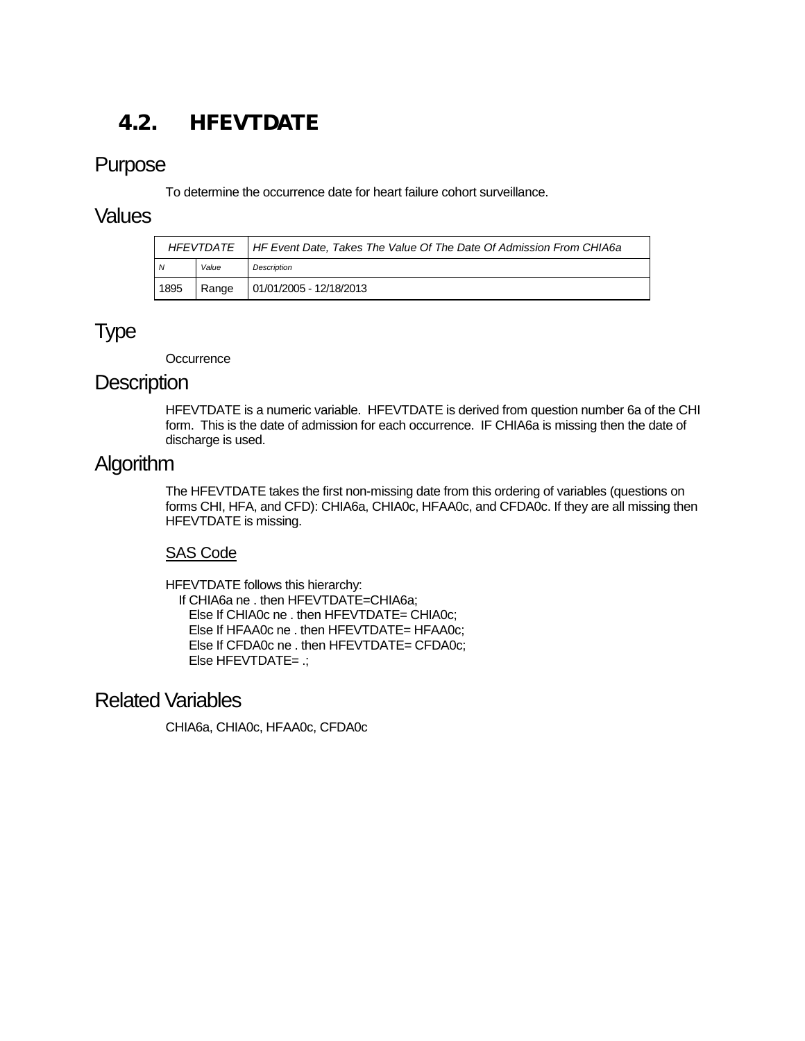## 4.2. HFEVTDATE

### Purpose

To determine the occurrence date for heart failure cohort surveillance.

### Values

| HFEVTDATE | | HF Event Date, Takes The Value Of The Date Of Admission From CHIA6a |
|---|---|---|
| *N* | *Value* | *Description* |
| 1895 | Range | 01/01/2005 - 12/18/2013 |

### Type

Occurrence

### Description

HFEVTDATE is a numeric variable. HFEVTDATE is derived from question number 6a of the CHI form. This is the date of admission for each occurrence. IF CHIA6a is missing then the date of discharge is used.

### Algorithm

The HFEVTDATE takes the first non-missing date from this ordering of variables (questions on forms CHI, HFA, and CFD): CHIA6a, CHIA0c, HFAA0c, and CFDA0c. If they are all missing then HFEVTDATE is missing.

<u>SAS Code</u>

HFEVTDATE follows this hierarchy:

```
If CHIA6a ne . then HFEVTDATE=CHIA6a;
  Else If CHIA0c ne . then HFEVTDATE= CHIA0c;
  Else If HFAA0c ne . then HFEVTDATE= HFAA0c;
  Else If CFDA0c ne . then HFEVTDATE= CFDA0c;
  Else HFEVTDATE= .;
```

### Related Variables

CHIA6a, CHIA0c, HFAA0c, CFDA0c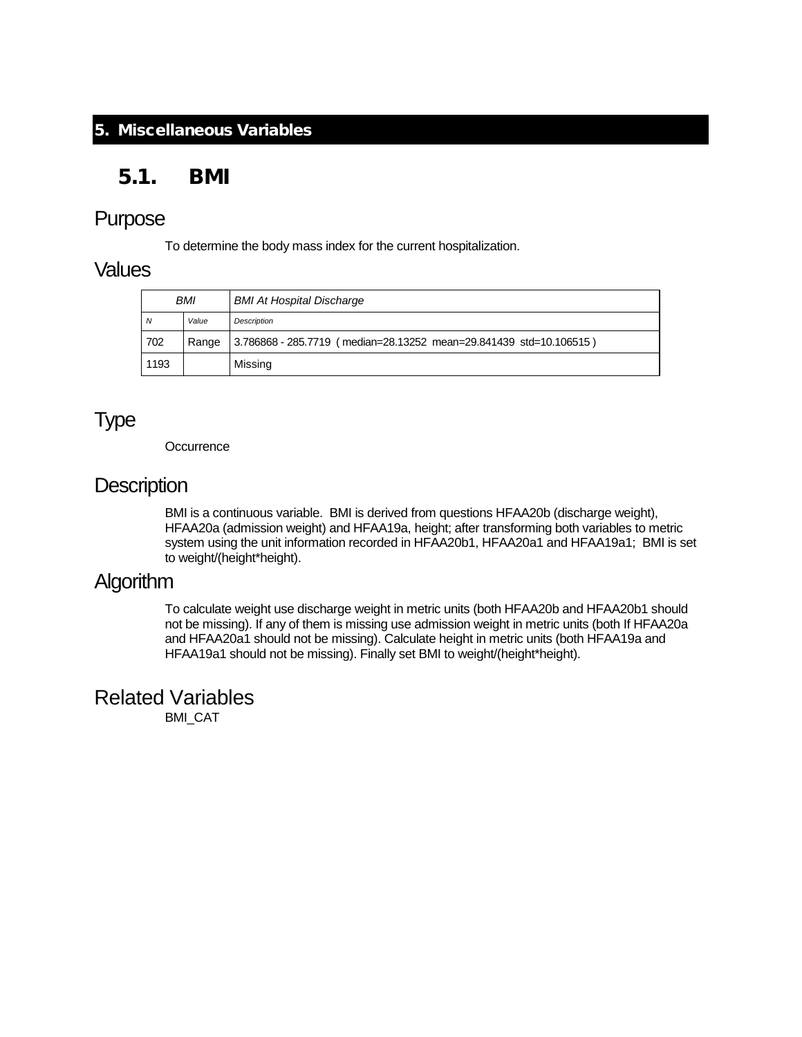# 5. Miscellaneous Variables

## 5.1. BMI

### Purpose

To determine the body mass index for the current hospitalization.

### Values

| BMI | | BMI At Hospital Discharge |
|---|---|---|
| *N* | *Value* | *Description* |
| 702 | Range | 3.786868 - 285.7719 ( median=28.13252 mean=29.841439 std=10.106515 ) |
| 1193 | | Missing |

### Type

Occurrence

### Description

BMI is a continuous variable. BMI is derived from questions HFAA20b (discharge weight), HFAA20a (admission weight) and HFAA19a, height; after transforming both variables to metric system using the unit information recorded in HFAA20b1, HFAA20a1 and HFAA19a1; BMI is set to weight/(height*height).

### Algorithm

To calculate weight use discharge weight in metric units (both HFAA20b and HFAA20b1 should not be missing). If any of them is missing use admission weight in metric units (both If HFAA20a and HFAA20a1 should not be missing). Calculate height in metric units (both HFAA19a and HFAA19a1 should not be missing). Finally set BMI to weight/(height*height).

### Related Variables

BMI_CAT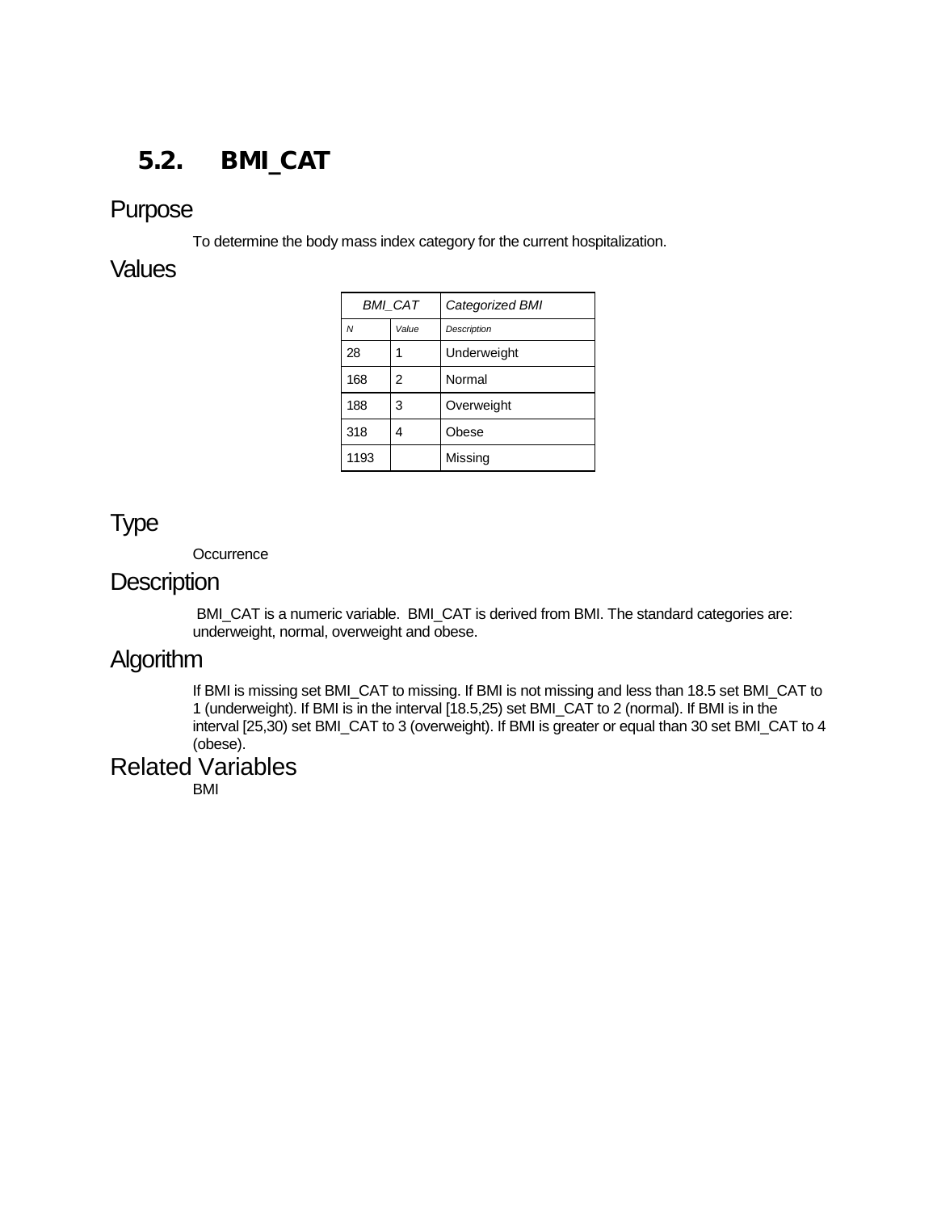## 5.2. BMI_CAT

### Purpose

To determine the body mass index category for the current hospitalization.

### Values

| BMI_CAT | | Categorized BMI |
|---|---|---|
| *N* | *Value* | *Description* |
| 28 | 1 | Underweight |
| 168 | 2 | Normal |
| 188 | 3 | Overweight |
| 318 | 4 | Obese |
| 1193 | | Missing |

### Type

Occurrence

### Description

BMI_CAT is a numeric variable. BMI_CAT is derived from BMI. The standard categories are: underweight, normal, overweight and obese.

### Algorithm

If BMI is missing set BMI_CAT to missing. If BMI is not missing and less than 18.5 set BMI_CAT to 1 (underweight). If BMI is in the interval [18.5,25) set BMI_CAT to 2 (normal). If BMI is in the interval [25,30) set BMI_CAT to 3 (overweight). If BMI is greater or equal than 30 set BMI_CAT to 4 (obese).

### Related Variables

BMI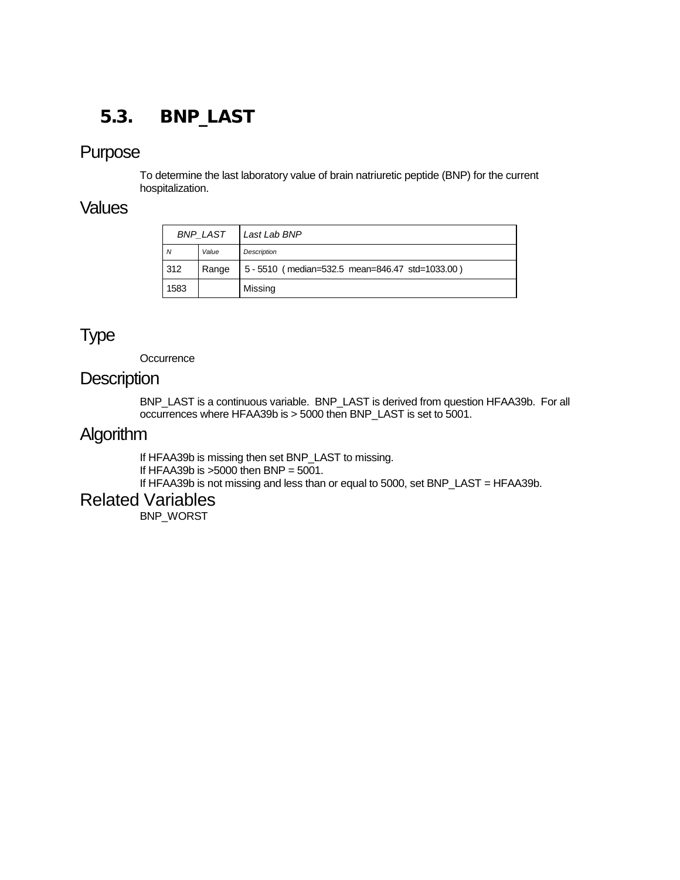## 5.3. BNP_LAST

### Purpose

To determine the last laboratory value of brain natriuretic peptide (BNP) for the current hospitalization.

### Values

| BNP_LAST | | Last Lab BNP |
|---|---|---|
| *N* | *Value* | *Description* |
| 312 | Range | 5 - 5510 ( median=532.5 mean=846.47 std=1033.00 ) |
| 1583 | | Missing |

### Type

Occurrence

### Description

BNP_LAST is a continuous variable. BNP_LAST is derived from question HFAA39b. For all occurrences where HFAA39b is > 5000 then BNP_LAST is set to 5001.

### Algorithm

If HFAA39b is missing then set BNP_LAST to missing.
If HFAA39b is >5000 then BNP = 5001.
If HFAA39b is not missing and less than or equal to 5000, set BNP_LAST = HFAA39b.

### Related Variables

BNP_WORST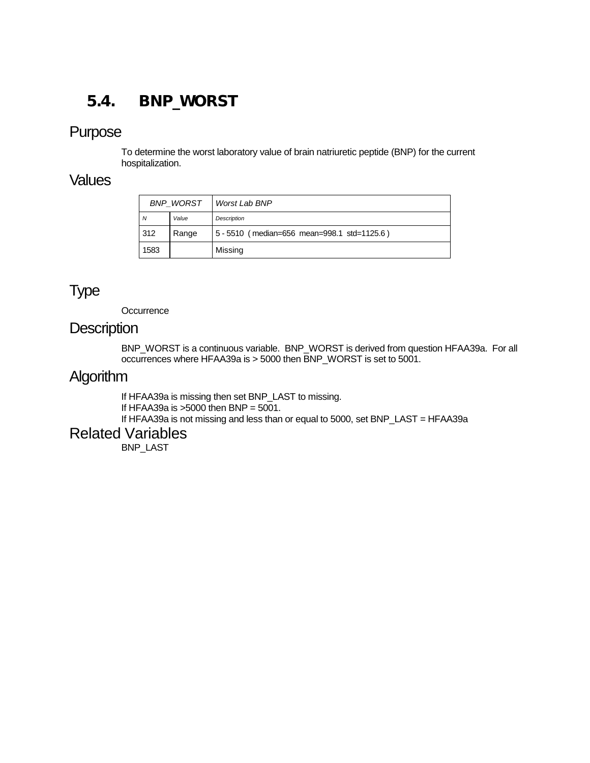## 5.4. BNP_WORST

### Purpose

To determine the worst laboratory value of brain natriuretic peptide (BNP) for the current hospitalization.

### Values

| *BNP_WORST* | | *Worst Lab BNP* |
|---|---|---|
| *N* | *Value* | *Description* |
| 312 | Range | 5 - 5510 ( median=656 mean=998.1 std=1125.6 ) |
| 1583 | | Missing |

### Type

Occurrence

### Description

BNP_WORST is a continuous variable. BNP_WORST is derived from question HFAA39a. For all occurrences where HFAA39a is > 5000 then BNP_WORST is set to 5001.

### Algorithm

If HFAA39a is missing then set BNP_LAST to missing.
If HFAA39a is >5000 then BNP = 5001.
If HFAA39a is not missing and less than or equal to 5000, set BNP_LAST = HFAA39a

### Related Variables

BNP_LAST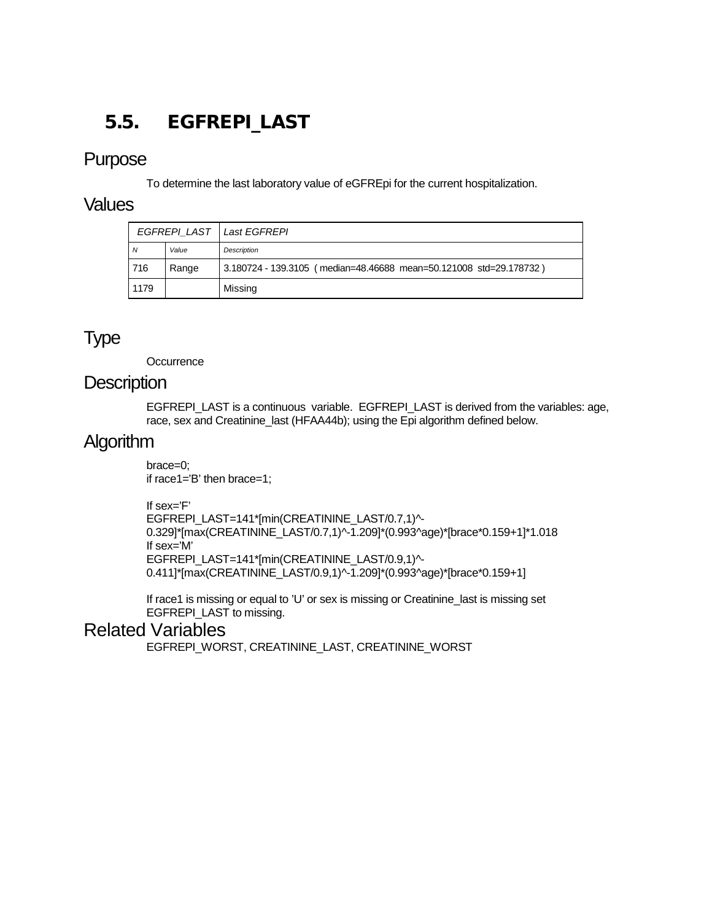## 5.5. EGFREPI_LAST

### Purpose

To determine the last laboratory value of eGFREpi for the current hospitalization.

### Values

| *EGFREPI_LAST* | | *Last EGFREPI* |
|---|---|---|
| *N* | *Value* | *Description* |
| 716 | Range | 3.180724 - 139.3105 ( median=48.46688 mean=50.121008 std=29.178732 ) |
| 1179 | | Missing |

### Type

Occurrence

### Description

EGFREPI_LAST is a continuous variable. EGFREPI_LAST is derived from the variables: age, race, sex and Creatinine_last (HFAA44b); using the Epi algorithm defined below.

### Algorithm

```
brace=0;
if race1='B' then brace=1;

If sex='F'
EGFREPI_LAST=141*[min(CREATININE_LAST/0.7,1)^-0.329]*[max(CREATININE_LAST/0.7,1)^-1.209]*(0.993^age)*[brace*0.159+1]*1.018
If sex='M'
EGFREPI_LAST=141*[min(CREATININE_LAST/0.9,1)^-0.411]*[max(CREATININE_LAST/0.9,1)^-1.209]*(0.993^age)*[brace*0.159+1]
```

If race1 is missing or equal to 'U' or sex is missing or Creatinine_last is missing set EGFREPI_LAST to missing.

### Related Variables

EGFREPI_WORST, CREATININE_LAST, CREATININE_WORST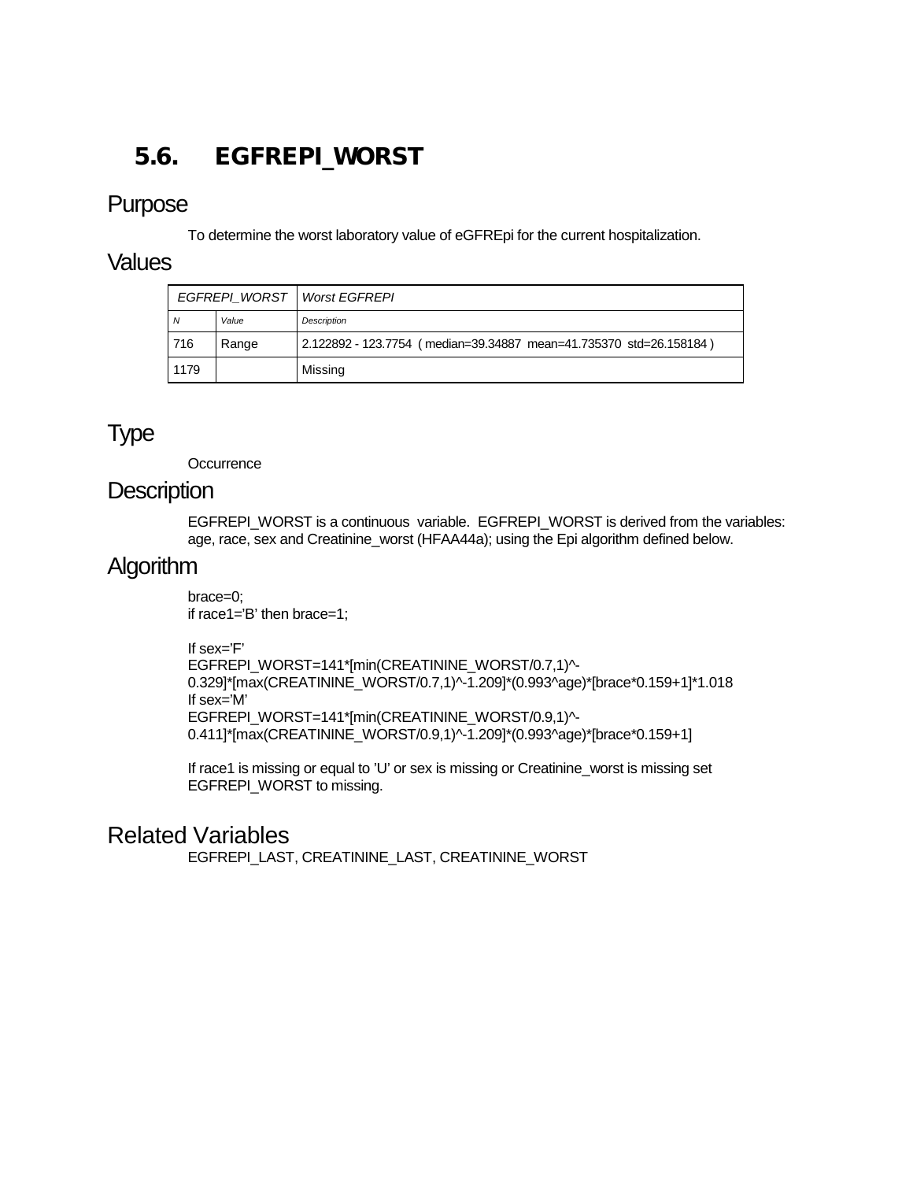## 5.6. EGFREPI_WORST

### Purpose

To determine the worst laboratory value of eGFREpi for the current hospitalization.

### Values

| *EGFREPI_WORST* | | *Worst EGFREPI* |
|---|---|---|
| *N* | *Value* | *Description* |
| 716 | Range | 2.122892 - 123.7754 ( median=39.34887 mean=41.735370 std=26.158184 ) |
| 1179 | | Missing |

### Type

Occurrence

### Description

EGFREPI_WORST is a continuous variable. EGFREPI_WORST is derived from the variables: age, race, sex and Creatinine_worst (HFAA44a); using the Epi algorithm defined below.

### Algorithm

```
brace=0;
if race1='B' then brace=1;

If sex='F'
EGFREPI_WORST=141*[min(CREATININE_WORST/0.7,1)^-0.329]*[max(CREATININE_WORST/0.7,1)^-1.209]*(0.993^age)*[brace*0.159+1]*1.018
If sex='M'
EGFREPI_WORST=141*[min(CREATININE_WORST/0.9,1)^-0.411]*[max(CREATININE_WORST/0.9,1)^-1.209]*(0.993^age)*[brace*0.159+1]
```

If race1 is missing or equal to 'U' or sex is missing or Creatinine_worst is missing set EGFREPI_WORST to missing.

### Related Variables

EGFREPI_LAST, CREATININE_LAST, CREATININE_WORST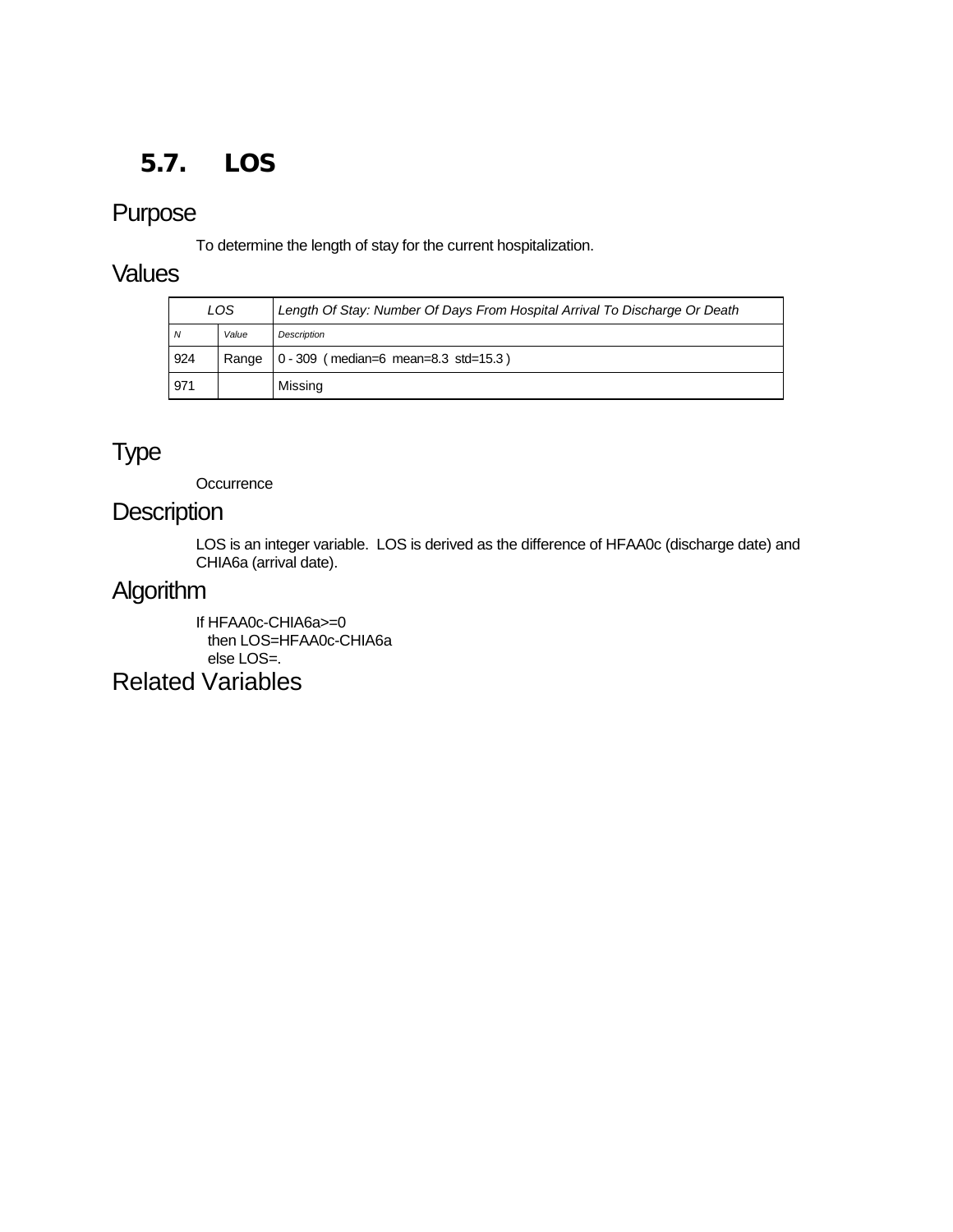## 5.7. LOS

### Purpose

To determine the length of stay for the current hospitalization.

### Values

| *LOS* | | *Length Of Stay: Number Of Days From Hospital Arrival To Discharge Or Death* |
|---|---|---|
| *N* | *Value* | *Description* |
| 924 | Range | 0 - 309 ( median=6 mean=8.3 std=15.3 ) |
| 971 | | Missing |

### Type

Occurrence

### Description

LOS is an integer variable. LOS is derived as the difference of HFAA0c (discharge date) and CHIA6a (arrival date).

### Algorithm

```
If HFAA0c-CHIA6a>=0
  then LOS=HFAA0c-CHIA6a
  else LOS=.
```

### Related Variables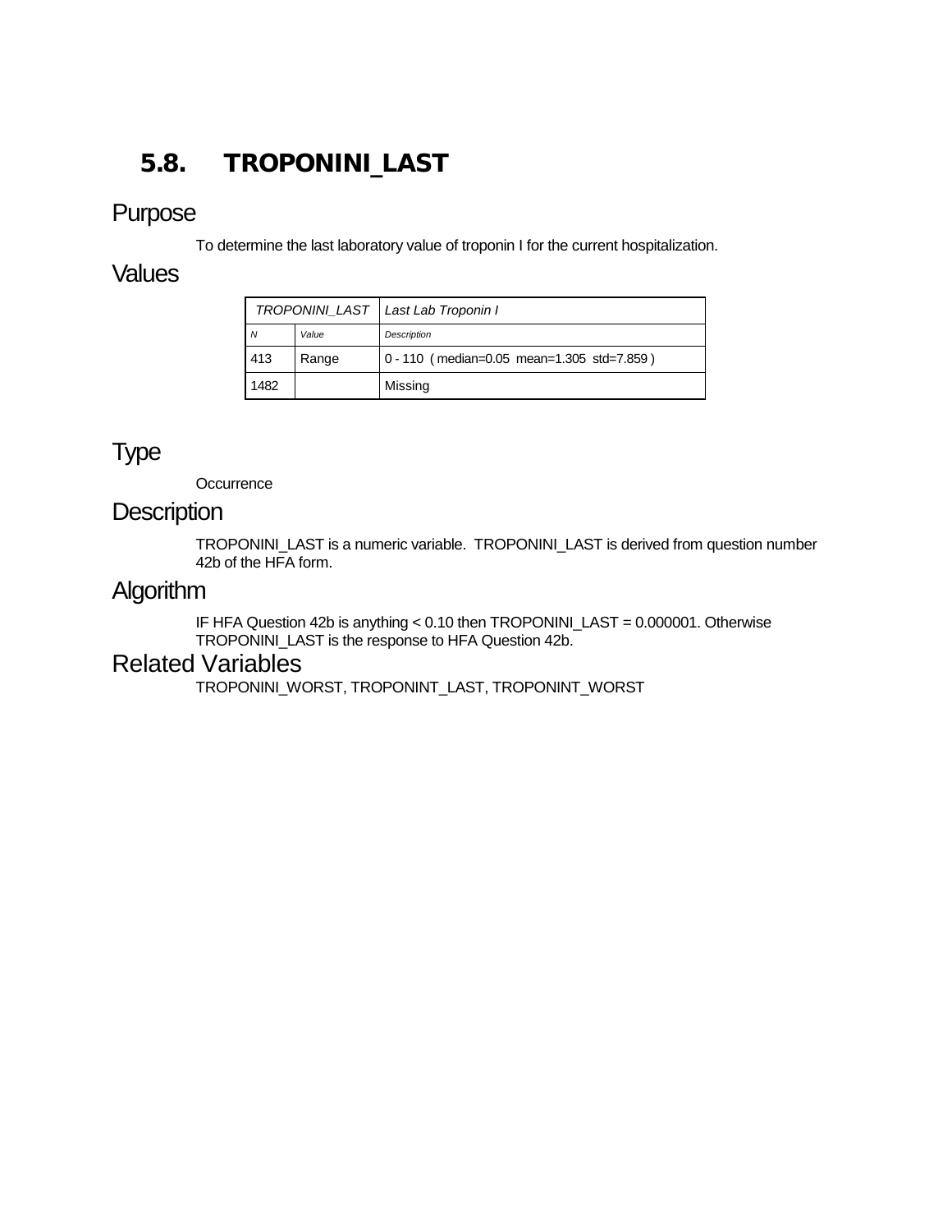## 5.8. TROPONINI_LAST

### Purpose

To determine the last laboratory value of troponin I for the current hospitalization.

### Values

| TROPONINI_LAST | | Last Lab Troponin I |
|---|---|---|
| *N* | *Value* | *Description* |
| 413 | Range | 0 - 110 ( median=0.05 mean=1.305 std=7.859 ) |
| 1482 | | Missing |

### Type

Occurrence

### Description

TROPONINI_LAST is a numeric variable. TROPONINI_LAST is derived from question number 42b of the HFA form.

### Algorithm

IF HFA Question 42b is anything < 0.10 then TROPONINI_LAST = 0.000001. Otherwise TROPONINI_LAST is the response to HFA Question 42b.

### Related Variables

TROPONINI_WORST, TROPONINT_LAST, TROPONINT_WORST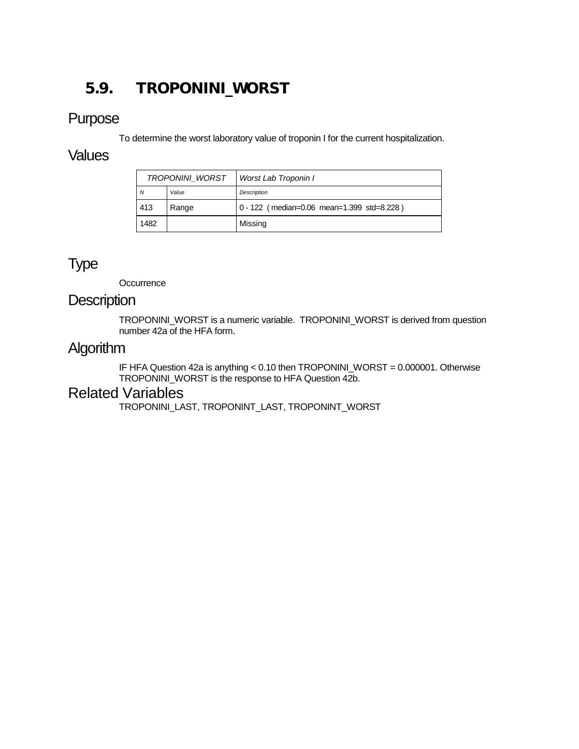## 5.9. TROPONINI_WORST

### Purpose

To determine the worst laboratory value of troponin I for the current hospitalization.

### Values

| TROPONINI_WORST | | Worst Lab Troponin I |
|---|---|---|
| *N* | *Value* | *Description* |
| 413 | Range | 0 - 122 ( median=0.06 mean=1.399 std=8.228 ) |
| 1482 | | Missing |

### Type

Occurrence

### Description

TROPONINI_WORST is a numeric variable. TROPONINI_WORST is derived from question number 42a of the HFA form.

### Algorithm

IF HFA Question 42a is anything < 0.10 then TROPONINI_WORST = 0.000001. Otherwise TROPONINI_WORST is the response to HFA Question 42b.

### Related Variables

TROPONINI_LAST, TROPONINT_LAST, TROPONINT_WORST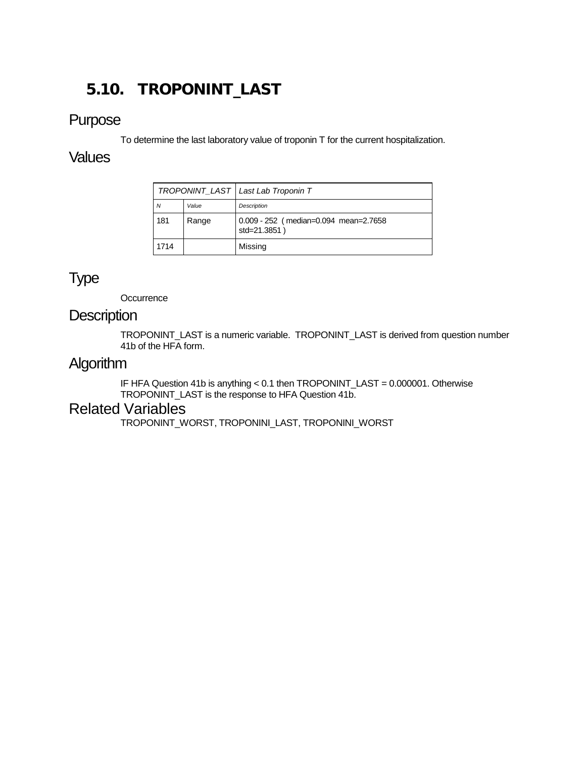## 5.10. TROPONINT_LAST

### Purpose

To determine the last laboratory value of troponin T for the current hospitalization.

### Values

| *TROPONINT_LAST* | | *Last Lab Troponin T* |
|---|---|---|
| *N* | *Value* | *Description* |
| 181 | Range | 0.009 - 252 ( median=0.094 mean=2.7658 std=21.3851 ) |
| 1714 | | Missing |

### Type

Occurrence

### Description

TROPONINT_LAST is a numeric variable. TROPONINT_LAST is derived from question number 41b of the HFA form.

### Algorithm

IF HFA Question 41b is anything < 0.1 then TROPONINT_LAST = 0.000001. Otherwise TROPONINT_LAST is the response to HFA Question 41b.

### Related Variables

TROPONINT_WORST, TROPONINI_LAST, TROPONINI_WORST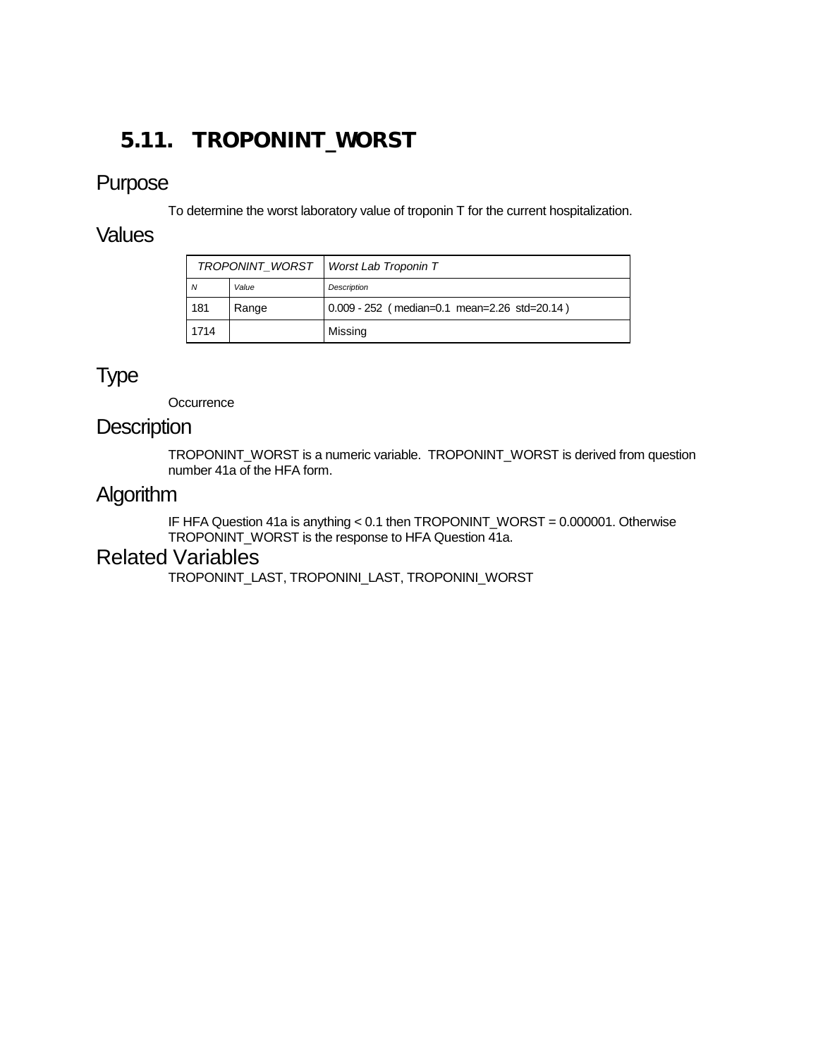## 5.11. TROPONINT_WORST

### Purpose

To determine the worst laboratory value of troponin T for the current hospitalization.

### Values

| TROPONINT_WORST | | Worst Lab Troponin T |
|---|---|---|
| N | Value | Description |
| 181 | Range | 0.009 - 252 ( median=0.1 mean=2.26 std=20.14 ) |
| 1714 | | Missing |

### Type

Occurrence

### Description

TROPONINT_WORST is a numeric variable. TROPONINT_WORST is derived from question number 41a of the HFA form.

### Algorithm

IF HFA Question 41a is anything < 0.1 then TROPONINT_WORST = 0.000001. Otherwise TROPONINT_WORST is the response to HFA Question 41a.

### Related Variables

TROPONINT_LAST, TROPONINI_LAST, TROPONINI_WORST